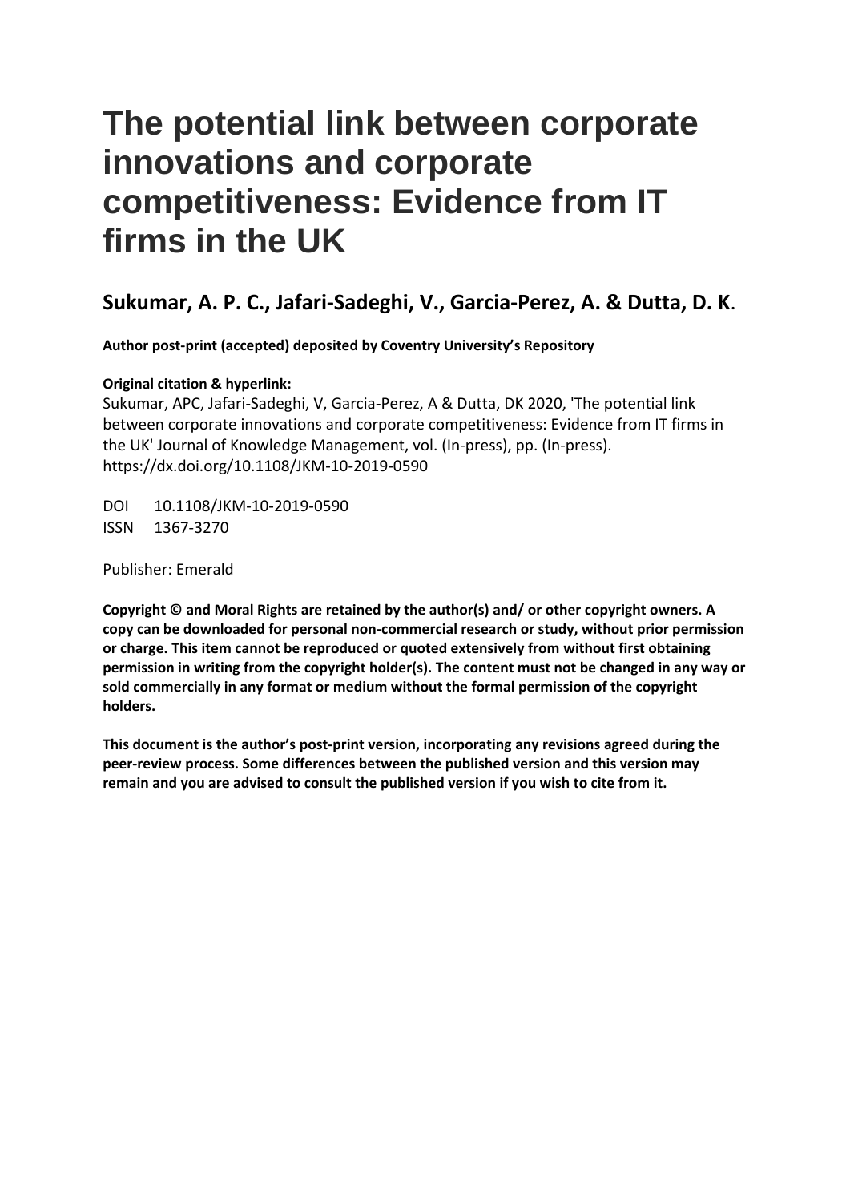# The potential link between corporate innovations and corporate competitiveness: Evidence from IT firms in the UK

## Sukumar, A. P. C., Jafari-Sadeghi, V., Garcia-Perez, A. & Dutta, D. K.

**Author post-print (accepted) deposited by Coventry University's Repository**

**Original citation & hyperlink:**
Sukumar, APC, Jafari-Sadeghi, V, Garcia-Perez, A & Dutta, DK 2020, 'The potential link between corporate innovations and corporate competitiveness: Evidence from IT firms in the UK' Journal of Knowledge Management, vol. (In-press), pp. (In-press).
https://dx.doi.org/10.1108/JKM-10-2019-0590

DOI 10.1108/JKM-10-2019-0590
ISSN 1367-3270

Publisher: Emerald

**Copyright © and Moral Rights are retained by the author(s) and/ or other copyright owners. A copy can be downloaded for personal non-commercial research or study, without prior permission or charge. This item cannot be reproduced or quoted extensively from without first obtaining permission in writing from the copyright holder(s). The content must not be changed in any way or sold commercially in any format or medium without the formal permission of the copyright holders.**

**This document is the author's post-print version, incorporating any revisions agreed during the peer-review process. Some differences between the published version and this version may remain and you are advised to consult the published version if you wish to cite from it.**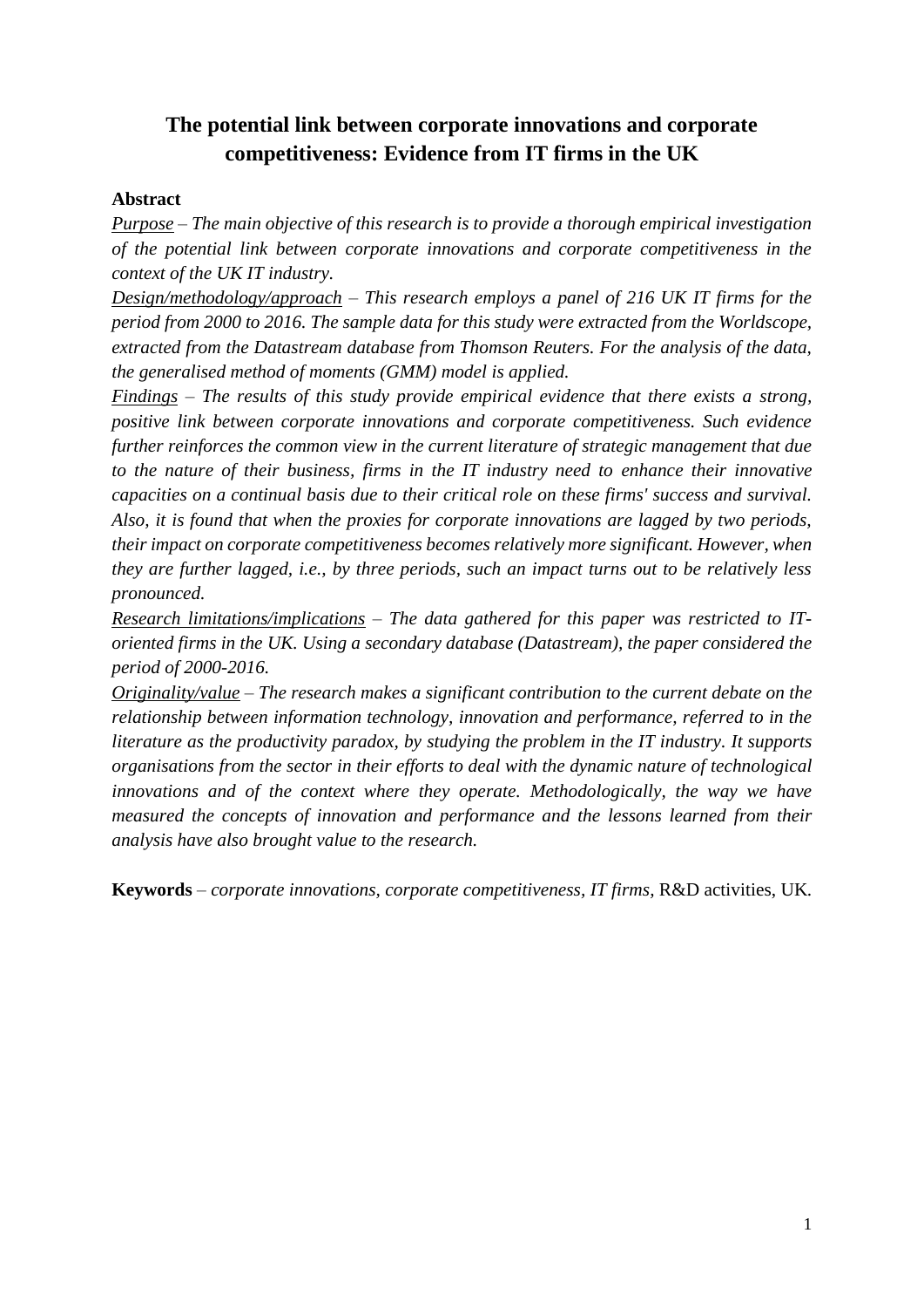# The potential link between corporate innovations and corporate competitiveness: Evidence from IT firms in the UK

**Abstract**

*Purpose – The main objective of this research is to provide a thorough empirical investigation of the potential link between corporate innovations and corporate competitiveness in the context of the UK IT industry.*

*Design/methodology/approach – This research employs a panel of 216 UK IT firms for the period from 2000 to 2016. The sample data for this study were extracted from the Worldscope, extracted from the Datastream database from Thomson Reuters. For the analysis of the data, the generalised method of moments (GMM) model is applied.*

*Findings – The results of this study provide empirical evidence that there exists a strong, positive link between corporate innovations and corporate competitiveness. Such evidence further reinforces the common view in the current literature of strategic management that due to the nature of their business, firms in the IT industry need to enhance their innovative capacities on a continual basis due to their critical role on these firms' success and survival. Also, it is found that when the proxies for corporate innovations are lagged by two periods, their impact on corporate competitiveness becomes relatively more significant. However, when they are further lagged, i.e., by three periods, such an impact turns out to be relatively less pronounced.*

*Research limitations/implications – The data gathered for this paper was restricted to IT-oriented firms in the UK. Using a secondary database (Datastream), the paper considered the period of 2000-2016.*

*Originality/value – The research makes a significant contribution to the current debate on the relationship between information technology, innovation and performance, referred to in the literature as the productivity paradox, by studying the problem in the IT industry. It supports organisations from the sector in their efforts to deal with the dynamic nature of technological innovations and of the context where they operate. Methodologically, the way we have measured the concepts of innovation and performance and the lessons learned from their analysis have also brought value to the research.*

**Keywords** – *corporate innovations, corporate competitiveness, IT firms,* R&D activities, UK.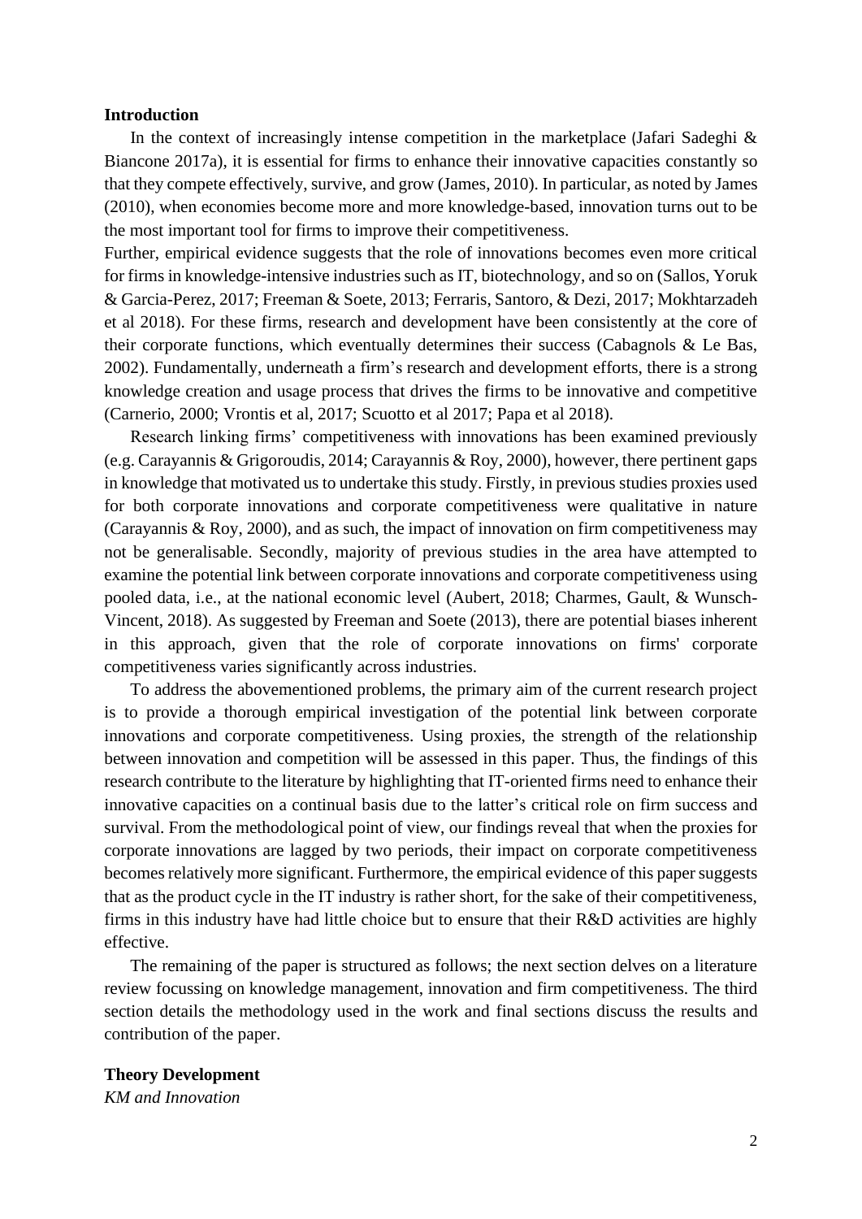**Introduction**

In the context of increasingly intense competition in the marketplace (Jafari Sadeghi & Biancone 2017a), it is essential for firms to enhance their innovative capacities constantly so that they compete effectively, survive, and grow (James, 2010). In particular, as noted by James (2010), when economies become more and more knowledge-based, innovation turns out to be the most important tool for firms to improve their competitiveness.

Further, empirical evidence suggests that the role of innovations becomes even more critical for firms in knowledge-intensive industries such as IT, biotechnology, and so on (Sallos, Yoruk & Garcia-Perez, 2017; Freeman & Soete, 2013; Ferraris, Santoro, & Dezi, 2017; Mokhtarzadeh et al 2018). For these firms, research and development have been consistently at the core of their corporate functions, which eventually determines their success (Cabagnols & Le Bas, 2002). Fundamentally, underneath a firm's research and development efforts, there is a strong knowledge creation and usage process that drives the firms to be innovative and competitive (Carnerio, 2000; Vrontis et al, 2017; Scuotto et al 2017; Papa et al 2018).

Research linking firms' competitiveness with innovations has been examined previously (e.g. Carayannis & Grigoroudis, 2014; Carayannis & Roy, 2000), however, there pertinent gaps in knowledge that motivated us to undertake this study. Firstly, in previous studies proxies used for both corporate innovations and corporate competitiveness were qualitative in nature (Carayannis & Roy, 2000), and as such, the impact of innovation on firm competitiveness may not be generalisable. Secondly, majority of previous studies in the area have attempted to examine the potential link between corporate innovations and corporate competitiveness using pooled data, i.e., at the national economic level (Aubert, 2018; Charmes, Gault, & Wunsch-Vincent, 2018). As suggested by Freeman and Soete (2013), there are potential biases inherent in this approach, given that the role of corporate innovations on firms' corporate competitiveness varies significantly across industries.

To address the abovementioned problems, the primary aim of the current research project is to provide a thorough empirical investigation of the potential link between corporate innovations and corporate competitiveness. Using proxies, the strength of the relationship between innovation and competition will be assessed in this paper. Thus, the findings of this research contribute to the literature by highlighting that IT-oriented firms need to enhance their innovative capacities on a continual basis due to the latter's critical role on firm success and survival. From the methodological point of view, our findings reveal that when the proxies for corporate innovations are lagged by two periods, their impact on corporate competitiveness becomes relatively more significant. Furthermore, the empirical evidence of this paper suggests that as the product cycle in the IT industry is rather short, for the sake of their competitiveness, firms in this industry have had little choice but to ensure that their R&D activities are highly effective.

The remaining of the paper is structured as follows; the next section delves on a literature review focussing on knowledge management, innovation and firm competitiveness. The third section details the methodology used in the work and final sections discuss the results and contribution of the paper.

**Theory Development**

*KM and Innovation*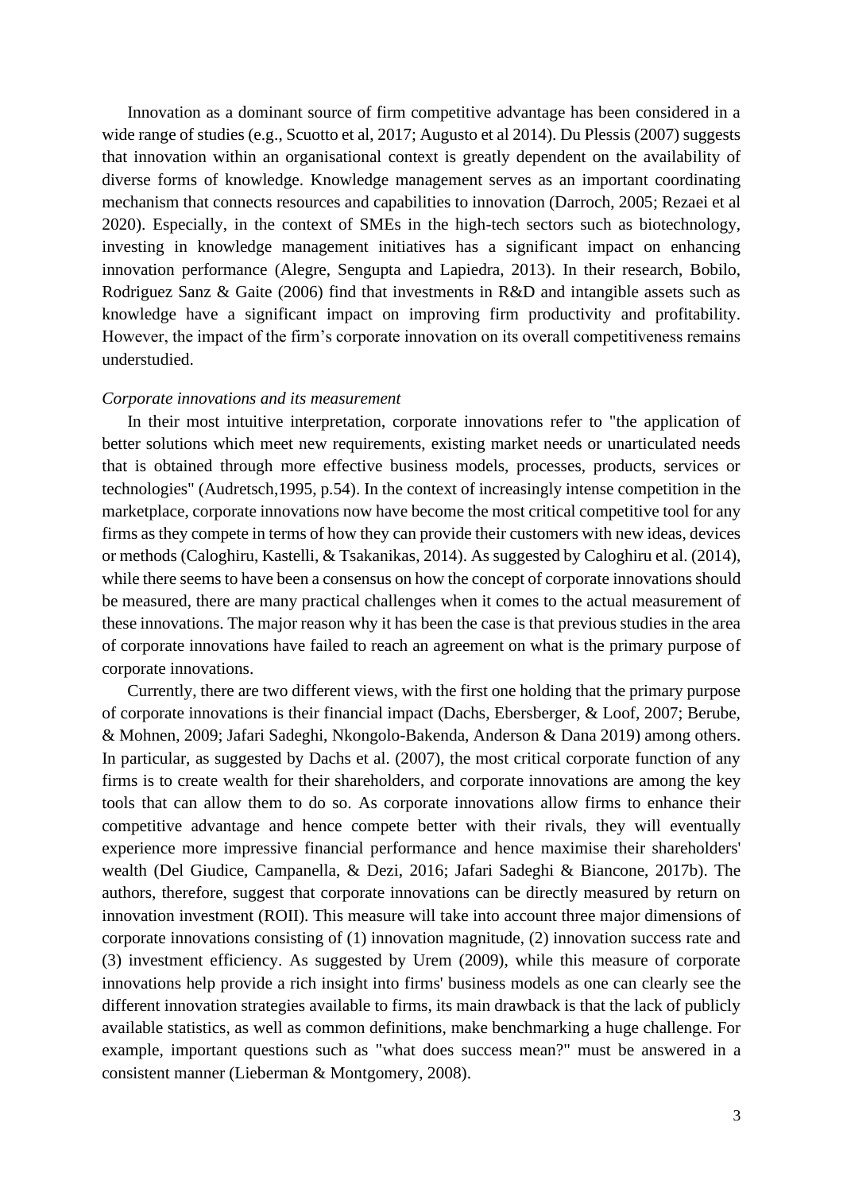Innovation as a dominant source of firm competitive advantage has been considered in a wide range of studies (e.g., Scuotto et al, 2017; Augusto et al 2014). Du Plessis (2007) suggests that innovation within an organisational context is greatly dependent on the availability of diverse forms of knowledge. Knowledge management serves as an important coordinating mechanism that connects resources and capabilities to innovation (Darroch, 2005; Rezaei et al 2020). Especially, in the context of SMEs in the high-tech sectors such as biotechnology, investing in knowledge management initiatives has a significant impact on enhancing innovation performance (Alegre, Sengupta and Lapiedra, 2013). In their research, Bobilo, Rodriguez Sanz & Gaite (2006) find that investments in R&D and intangible assets such as knowledge have a significant impact on improving firm productivity and profitability. However, the impact of the firm's corporate innovation on its overall competitiveness remains understudied.

*Corporate innovations and its measurement*

In their most intuitive interpretation, corporate innovations refer to "the application of better solutions which meet new requirements, existing market needs or unarticulated needs that is obtained through more effective business models, processes, products, services or technologies" (Audretsch,1995, p.54). In the context of increasingly intense competition in the marketplace, corporate innovations now have become the most critical competitive tool for any firms as they compete in terms of how they can provide their customers with new ideas, devices or methods (Caloghiru, Kastelli, & Tsakanikas, 2014). As suggested by Caloghiru et al. (2014), while there seems to have been a consensus on how the concept of corporate innovations should be measured, there are many practical challenges when it comes to the actual measurement of these innovations. The major reason why it has been the case is that previous studies in the area of corporate innovations have failed to reach an agreement on what is the primary purpose of corporate innovations.

Currently, there are two different views, with the first one holding that the primary purpose of corporate innovations is their financial impact (Dachs, Ebersberger, & Loof, 2007; Berube, & Mohnen, 2009; Jafari Sadeghi, Nkongolo-Bakenda, Anderson & Dana 2019) among others. In particular, as suggested by Dachs et al. (2007), the most critical corporate function of any firms is to create wealth for their shareholders, and corporate innovations are among the key tools that can allow them to do so. As corporate innovations allow firms to enhance their competitive advantage and hence compete better with their rivals, they will eventually experience more impressive financial performance and hence maximise their shareholders' wealth (Del Giudice, Campanella, & Dezi, 2016; Jafari Sadeghi & Biancone, 2017b). The authors, therefore, suggest that corporate innovations can be directly measured by return on innovation investment (ROII). This measure will take into account three major dimensions of corporate innovations consisting of (1) innovation magnitude, (2) innovation success rate and (3) investment efficiency. As suggested by Urem (2009), while this measure of corporate innovations help provide a rich insight into firms' business models as one can clearly see the different innovation strategies available to firms, its main drawback is that the lack of publicly available statistics, as well as common definitions, make benchmarking a huge challenge. For example, important questions such as "what does success mean?" must be answered in a consistent manner (Lieberman & Montgomery, 2008).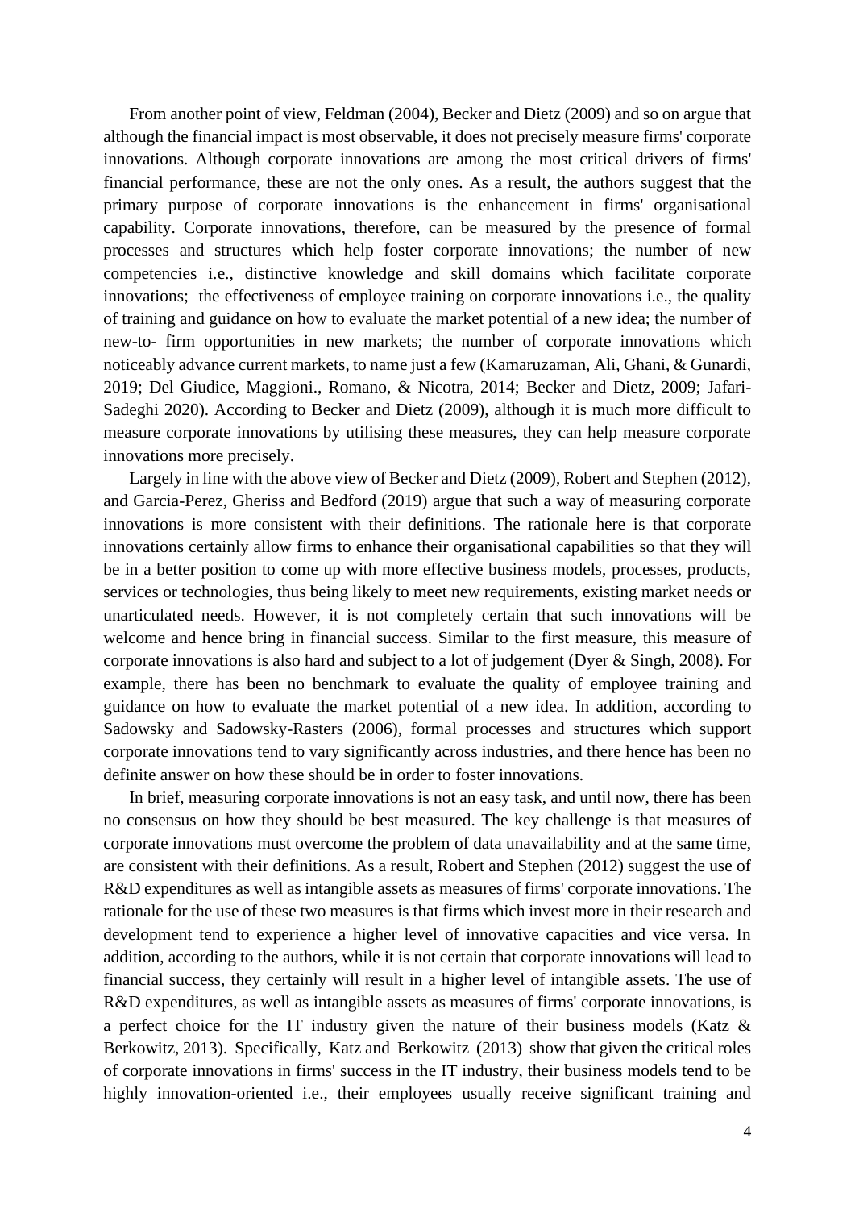From another point of view, Feldman (2004), Becker and Dietz (2009) and so on argue that although the financial impact is most observable, it does not precisely measure firms' corporate innovations. Although corporate innovations are among the most critical drivers of firms' financial performance, these are not the only ones. As a result, the authors suggest that the primary purpose of corporate innovations is the enhancement in firms' organisational capability. Corporate innovations, therefore, can be measured by the presence of formal processes and structures which help foster corporate innovations; the number of new competencies i.e., distinctive knowledge and skill domains which facilitate corporate innovations; the effectiveness of employee training on corporate innovations i.e., the quality of training and guidance on how to evaluate the market potential of a new idea; the number of new-to- firm opportunities in new markets; the number of corporate innovations which noticeably advance current markets, to name just a few (Kamaruzaman, Ali, Ghani, & Gunardi, 2019; Del Giudice, Maggioni., Romano, & Nicotra, 2014; Becker and Dietz, 2009; Jafari-Sadeghi 2020). According to Becker and Dietz (2009), although it is much more difficult to measure corporate innovations by utilising these measures, they can help measure corporate innovations more precisely.

Largely in line with the above view of Becker and Dietz (2009), Robert and Stephen (2012), and Garcia-Perez, Gheriss and Bedford (2019) argue that such a way of measuring corporate innovations is more consistent with their definitions. The rationale here is that corporate innovations certainly allow firms to enhance their organisational capabilities so that they will be in a better position to come up with more effective business models, processes, products, services or technologies, thus being likely to meet new requirements, existing market needs or unarticulated needs. However, it is not completely certain that such innovations will be welcome and hence bring in financial success. Similar to the first measure, this measure of corporate innovations is also hard and subject to a lot of judgement (Dyer & Singh, 2008). For example, there has been no benchmark to evaluate the quality of employee training and guidance on how to evaluate the market potential of a new idea. In addition, according to Sadowsky and Sadowsky-Rasters (2006), formal processes and structures which support corporate innovations tend to vary significantly across industries, and there hence has been no definite answer on how these should be in order to foster innovations.

In brief, measuring corporate innovations is not an easy task, and until now, there has been no consensus on how they should be best measured. The key challenge is that measures of corporate innovations must overcome the problem of data unavailability and at the same time, are consistent with their definitions. As a result, Robert and Stephen (2012) suggest the use of R&D expenditures as well as intangible assets as measures of firms' corporate innovations. The rationale for the use of these two measures is that firms which invest more in their research and development tend to experience a higher level of innovative capacities and vice versa. In addition, according to the authors, while it is not certain that corporate innovations will lead to financial success, they certainly will result in a higher level of intangible assets. The use of R&D expenditures, as well as intangible assets as measures of firms' corporate innovations, is a perfect choice for the IT industry given the nature of their business models (Katz & Berkowitz, 2013). Specifically, Katz and Berkowitz (2013) show that given the critical roles of corporate innovations in firms' success in the IT industry, their business models tend to be highly innovation-oriented i.e., their employees usually receive significant training and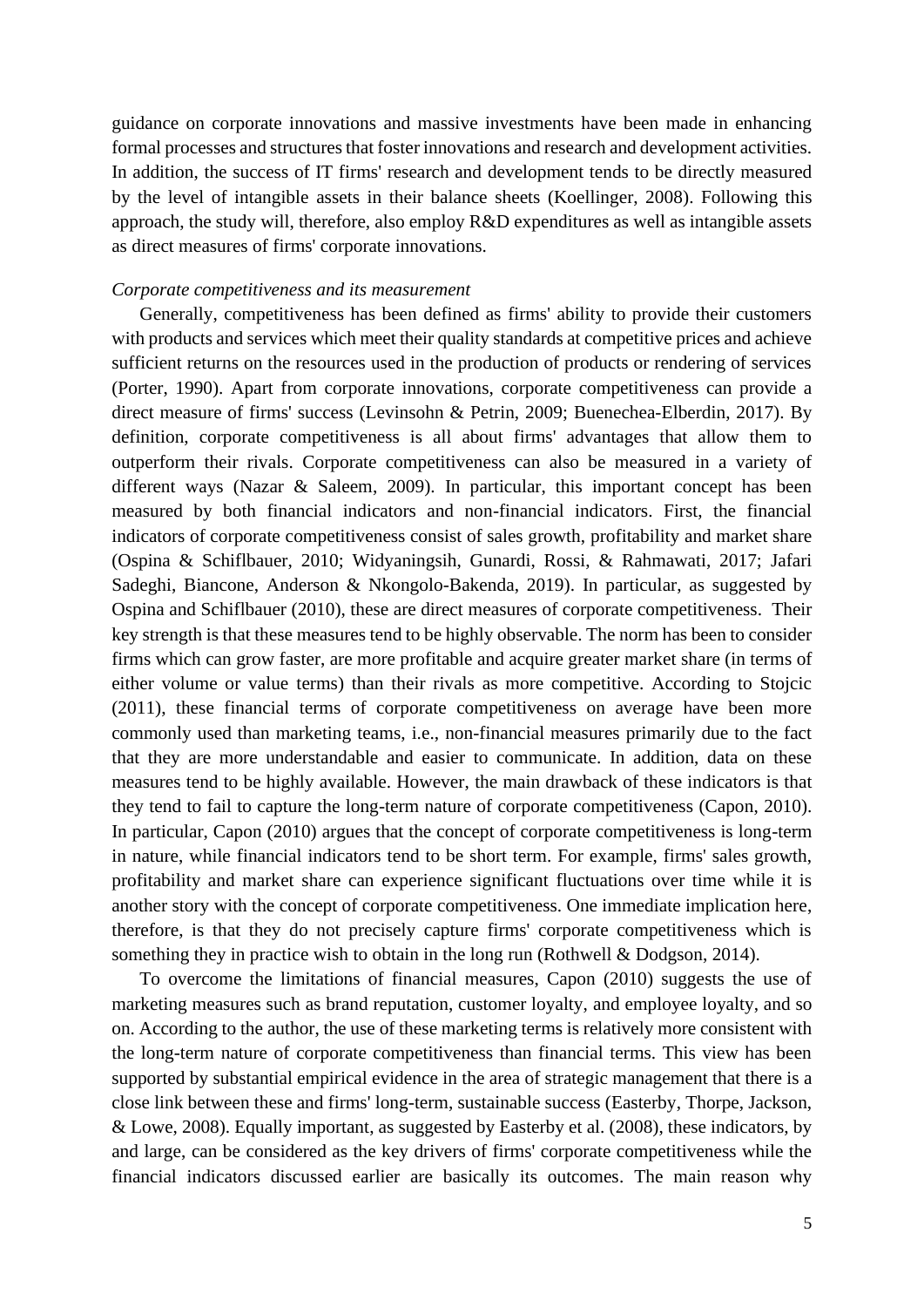guidance on corporate innovations and massive investments have been made in enhancing formal processes and structures that foster innovations and research and development activities. In addition, the success of IT firms' research and development tends to be directly measured by the level of intangible assets in their balance sheets (Koellinger, 2008). Following this approach, the study will, therefore, also employ R&D expenditures as well as intangible assets as direct measures of firms' corporate innovations.

*Corporate competitiveness and its measurement*

Generally, competitiveness has been defined as firms' ability to provide their customers with products and services which meet their quality standards at competitive prices and achieve sufficient returns on the resources used in the production of products or rendering of services (Porter, 1990). Apart from corporate innovations, corporate competitiveness can provide a direct measure of firms' success (Levinsohn & Petrin, 2009; Buenechea-Elberdin, 2017). By definition, corporate competitiveness is all about firms' advantages that allow them to outperform their rivals. Corporate competitiveness can also be measured in a variety of different ways (Nazar & Saleem, 2009). In particular, this important concept has been measured by both financial indicators and non-financial indicators. First, the financial indicators of corporate competitiveness consist of sales growth, profitability and market share (Ospina & Schiflbauer, 2010; Widyaningsih, Gunardi, Rossi, & Rahmawati, 2017; Jafari Sadeghi, Biancone, Anderson & Nkongolo-Bakenda, 2019). In particular, as suggested by Ospina and Schiflbauer (2010), these are direct measures of corporate competitiveness. Their key strength is that these measures tend to be highly observable. The norm has been to consider firms which can grow faster, are more profitable and acquire greater market share (in terms of either volume or value terms) than their rivals as more competitive. According to Stojcic (2011), these financial terms of corporate competitiveness on average have been more commonly used than marketing teams, i.e., non-financial measures primarily due to the fact that they are more understandable and easier to communicate. In addition, data on these measures tend to be highly available. However, the main drawback of these indicators is that they tend to fail to capture the long-term nature of corporate competitiveness (Capon, 2010). In particular, Capon (2010) argues that the concept of corporate competitiveness is long-term in nature, while financial indicators tend to be short term. For example, firms' sales growth, profitability and market share can experience significant fluctuations over time while it is another story with the concept of corporate competitiveness. One immediate implication here, therefore, is that they do not precisely capture firms' corporate competitiveness which is something they in practice wish to obtain in the long run (Rothwell & Dodgson, 2014).

To overcome the limitations of financial measures, Capon (2010) suggests the use of marketing measures such as brand reputation, customer loyalty, and employee loyalty, and so on. According to the author, the use of these marketing terms is relatively more consistent with the long-term nature of corporate competitiveness than financial terms. This view has been supported by substantial empirical evidence in the area of strategic management that there is a close link between these and firms' long-term, sustainable success (Easterby, Thorpe, Jackson, & Lowe, 2008). Equally important, as suggested by Easterby et al. (2008), these indicators, by and large, can be considered as the key drivers of firms' corporate competitiveness while the financial indicators discussed earlier are basically its outcomes. The main reason why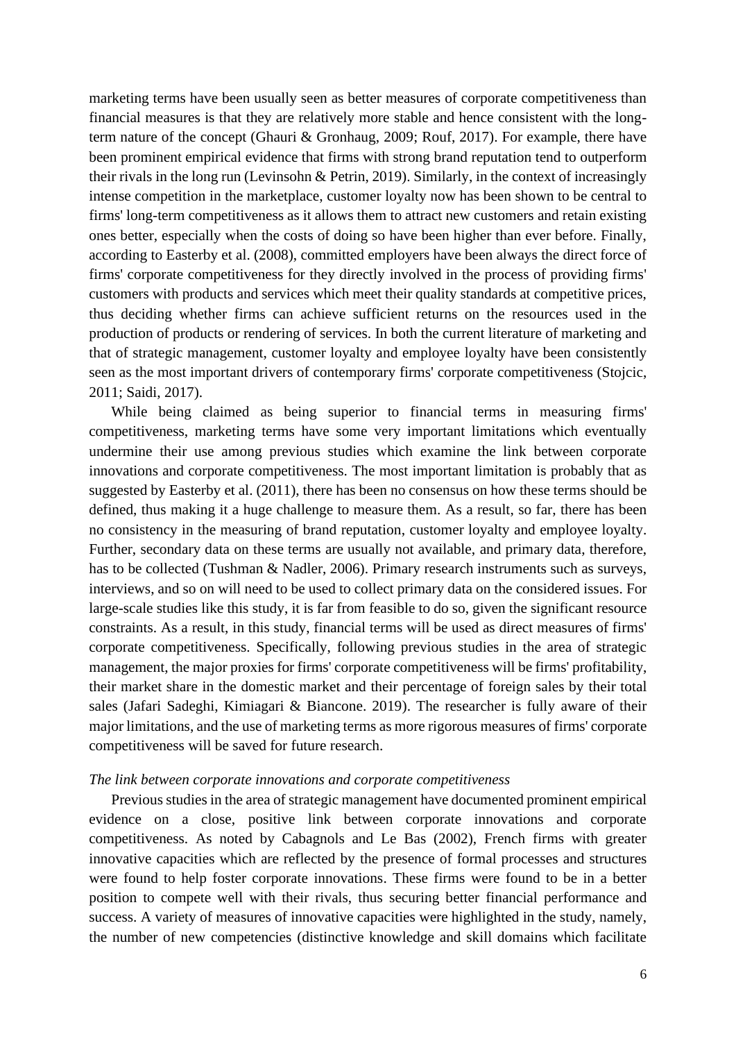marketing terms have been usually seen as better measures of corporate competitiveness than financial measures is that they are relatively more stable and hence consistent with the long-term nature of the concept (Ghauri & Gronhaug, 2009; Rouf, 2017). For example, there have been prominent empirical evidence that firms with strong brand reputation tend to outperform their rivals in the long run (Levinsohn & Petrin, 2019). Similarly, in the context of increasingly intense competition in the marketplace, customer loyalty now has been shown to be central to firms' long-term competitiveness as it allows them to attract new customers and retain existing ones better, especially when the costs of doing so have been higher than ever before. Finally, according to Easterby et al. (2008), committed employers have been always the direct force of firms' corporate competitiveness for they directly involved in the process of providing firms' customers with products and services which meet their quality standards at competitive prices, thus deciding whether firms can achieve sufficient returns on the resources used in the production of products or rendering of services. In both the current literature of marketing and that of strategic management, customer loyalty and employee loyalty have been consistently seen as the most important drivers of contemporary firms' corporate competitiveness (Stojcic, 2011; Saidi, 2017).

While being claimed as being superior to financial terms in measuring firms' competitiveness, marketing terms have some very important limitations which eventually undermine their use among previous studies which examine the link between corporate innovations and corporate competitiveness. The most important limitation is probably that as suggested by Easterby et al. (2011), there has been no consensus on how these terms should be defined, thus making it a huge challenge to measure them. As a result, so far, there has been no consistency in the measuring of brand reputation, customer loyalty and employee loyalty. Further, secondary data on these terms are usually not available, and primary data, therefore, has to be collected (Tushman & Nadler, 2006). Primary research instruments such as surveys, interviews, and so on will need to be used to collect primary data on the considered issues. For large-scale studies like this study, it is far from feasible to do so, given the significant resource constraints. As a result, in this study, financial terms will be used as direct measures of firms' corporate competitiveness. Specifically, following previous studies in the area of strategic management, the major proxies for firms' corporate competitiveness will be firms' profitability, their market share in the domestic market and their percentage of foreign sales by their total sales (Jafari Sadeghi, Kimiagari & Biancone. 2019). The researcher is fully aware of their major limitations, and the use of marketing terms as more rigorous measures of firms' corporate competitiveness will be saved for future research.

*The link between corporate innovations and corporate competitiveness*

Previous studies in the area of strategic management have documented prominent empirical evidence on a close, positive link between corporate innovations and corporate competitiveness. As noted by Cabagnols and Le Bas (2002), French firms with greater innovative capacities which are reflected by the presence of formal processes and structures were found to help foster corporate innovations. These firms were found to be in a better position to compete well with their rivals, thus securing better financial performance and success. A variety of measures of innovative capacities were highlighted in the study, namely, the number of new competencies (distinctive knowledge and skill domains which facilitate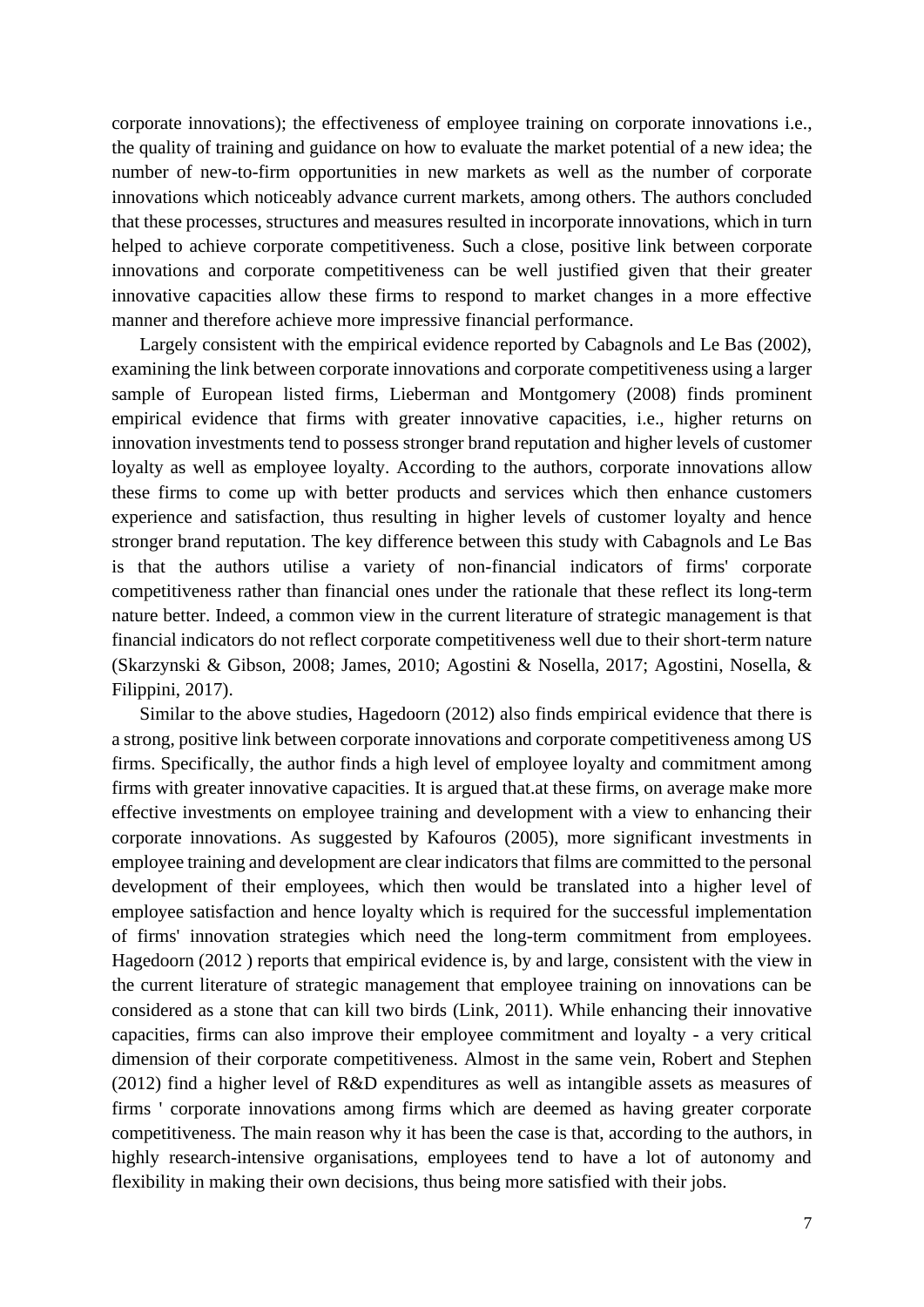corporate innovations); the effectiveness of employee training on corporate innovations i.e., the quality of training and guidance on how to evaluate the market potential of a new idea; the number of new-to-firm opportunities in new markets as well as the number of corporate innovations which noticeably advance current markets, among others. The authors concluded that these processes, structures and measures resulted in incorporate innovations, which in turn helped to achieve corporate competitiveness. Such a close, positive link between corporate innovations and corporate competitiveness can be well justified given that their greater innovative capacities allow these firms to respond to market changes in a more effective manner and therefore achieve more impressive financial performance.

Largely consistent with the empirical evidence reported by Cabagnols and Le Bas (2002), examining the link between corporate innovations and corporate competitiveness using a larger sample of European listed firms, Lieberman and Montgomery (2008) finds prominent empirical evidence that firms with greater innovative capacities, i.e., higher returns on innovation investments tend to possess stronger brand reputation and higher levels of customer loyalty as well as employee loyalty. According to the authors, corporate innovations allow these firms to come up with better products and services which then enhance customers experience and satisfaction, thus resulting in higher levels of customer loyalty and hence stronger brand reputation. The key difference between this study with Cabagnols and Le Bas is that the authors utilise a variety of non-financial indicators of firms' corporate competitiveness rather than financial ones under the rationale that these reflect its long-term nature better. Indeed, a common view in the current literature of strategic management is that financial indicators do not reflect corporate competitiveness well due to their short-term nature (Skarzynski & Gibson, 2008; James, 2010; Agostini & Nosella, 2017; Agostini, Nosella, & Filippini, 2017).

Similar to the above studies, Hagedoorn (2012) also finds empirical evidence that there is a strong, positive link between corporate innovations and corporate competitiveness among US firms. Specifically, the author finds a high level of employee loyalty and commitment among firms with greater innovative capacities. It is argued that.at these firms, on average make more effective investments on employee training and development with a view to enhancing their corporate innovations. As suggested by Kafouros (2005), more significant investments in employee training and development are clear indicators that films are committed to the personal development of their employees, which then would be translated into a higher level of employee satisfaction and hence loyalty which is required for the successful implementation of firms' innovation strategies which need the long-term commitment from employees. Hagedoorn (2012 ) reports that empirical evidence is, by and large, consistent with the view in the current literature of strategic management that employee training on innovations can be considered as a stone that can kill two birds (Link, 2011). While enhancing their innovative capacities, firms can also improve their employee commitment and loyalty - a very critical dimension of their corporate competitiveness. Almost in the same vein, Robert and Stephen (2012) find a higher level of R&D expenditures as well as intangible assets as measures of firms ' corporate innovations among firms which are deemed as having greater corporate competitiveness. The main reason why it has been the case is that, according to the authors, in highly research-intensive organisations, employees tend to have a lot of autonomy and flexibility in making their own decisions, thus being more satisfied with their jobs.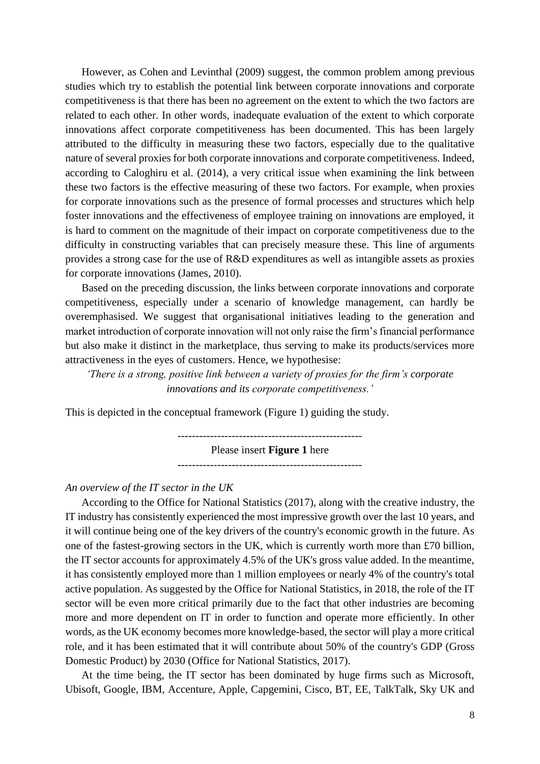However, as Cohen and Levinthal (2009) suggest, the common problem among previous studies which try to establish the potential link between corporate innovations and corporate competitiveness is that there has been no agreement on the extent to which the two factors are related to each other. In other words, inadequate evaluation of the extent to which corporate innovations affect corporate competitiveness has been documented. This has been largely attributed to the difficulty in measuring these two factors, especially due to the qualitative nature of several proxies for both corporate innovations and corporate competitiveness. Indeed, according to Caloghiru et al. (2014), a very critical issue when examining the link between these two factors is the effective measuring of these two factors. For example, when proxies for corporate innovations such as the presence of formal processes and structures which help foster innovations and the effectiveness of employee training on innovations are employed, it is hard to comment on the magnitude of their impact on corporate competitiveness due to the difficulty in constructing variables that can precisely measure these. This line of arguments provides a strong case for the use of R&D expenditures as well as intangible assets as proxies for corporate innovations (James, 2010).

Based on the preceding discussion, the links between corporate innovations and corporate competitiveness, especially under a scenario of knowledge management, can hardly be overemphasised. We suggest that organisational initiatives leading to the generation and market introduction of corporate innovation will not only raise the firm's financial performance but also make it distinct in the marketplace, thus serving to make its products/services more attractiveness in the eyes of customers. Hence, we hypothesise:

*'There is a strong, positive link between a variety of proxies for the firm's corporate innovations and its corporate competitiveness.'*

This is depicted in the conceptual framework (Figure 1) guiding the study.

---------------------------------------------------

Please insert **Figure 1** here

---------------------------------------------------

*An overview of the IT sector in the UK*

According to the Office for National Statistics (2017), along with the creative industry, the IT industry has consistently experienced the most impressive growth over the last 10 years, and it will continue being one of the key drivers of the country's economic growth in the future. As one of the fastest-growing sectors in the UK, which is currently worth more than £70 billion, the IT sector accounts for approximately 4.5% of the UK's gross value added. In the meantime, it has consistently employed more than 1 million employees or nearly 4% of the country's total active population. As suggested by the Office for National Statistics, in 2018, the role of the IT sector will be even more critical primarily due to the fact that other industries are becoming more and more dependent on IT in order to function and operate more efficiently. In other words, as the UK economy becomes more knowledge-based, the sector will play a more critical role, and it has been estimated that it will contribute about 50% of the country's GDP (Gross Domestic Product) by 2030 (Office for National Statistics, 2017).

At the time being, the IT sector has been dominated by huge firms such as Microsoft, Ubisoft, Google, IBM, Accenture, Apple, Capgemini, Cisco, BT, EE, TalkTalk, Sky UK and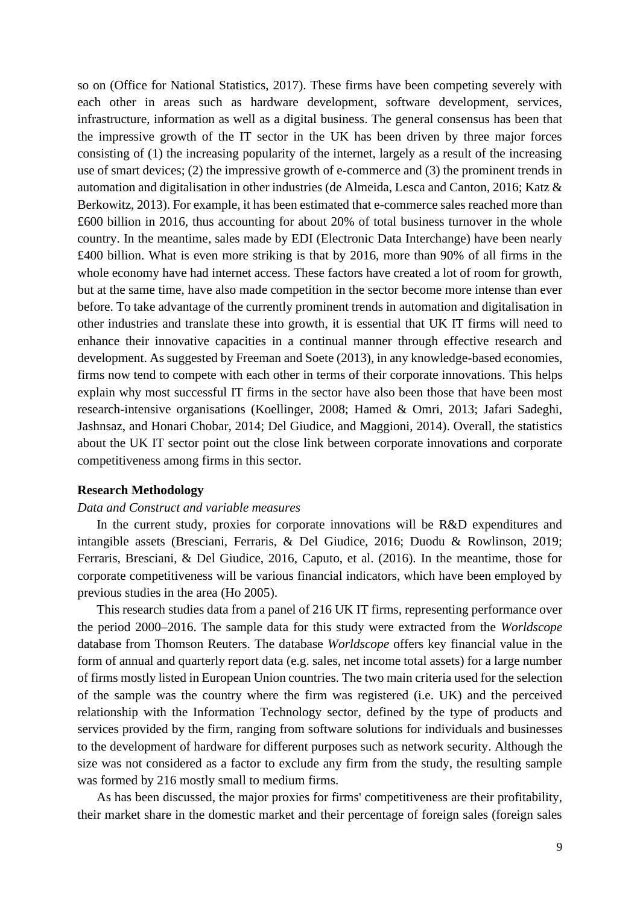so on (Office for National Statistics, 2017). These firms have been competing severely with each other in areas such as hardware development, software development, services, infrastructure, information as well as a digital business. The general consensus has been that the impressive growth of the IT sector in the UK has been driven by three major forces consisting of (1) the increasing popularity of the internet, largely as a result of the increasing use of smart devices; (2) the impressive growth of e-commerce and (3) the prominent trends in automation and digitalisation in other industries (de Almeida, Lesca and Canton, 2016; Katz & Berkowitz, 2013). For example, it has been estimated that e-commerce sales reached more than £600 billion in 2016, thus accounting for about 20% of total business turnover in the whole country. In the meantime, sales made by EDI (Electronic Data Interchange) have been nearly £400 billion. What is even more striking is that by 2016, more than 90% of all firms in the whole economy have had internet access. These factors have created a lot of room for growth, but at the same time, have also made competition in the sector become more intense than ever before. To take advantage of the currently prominent trends in automation and digitalisation in other industries and translate these into growth, it is essential that UK IT firms will need to enhance their innovative capacities in a continual manner through effective research and development. As suggested by Freeman and Soete (2013), in any knowledge-based economies, firms now tend to compete with each other in terms of their corporate innovations. This helps explain why most successful IT firms in the sector have also been those that have been most research-intensive organisations (Koellinger, 2008; Hamed & Omri, 2013; Jafari Sadeghi, Jashnsaz, and Honari Chobar, 2014; Del Giudice, and Maggioni, 2014). Overall, the statistics about the UK IT sector point out the close link between corporate innovations and corporate competitiveness among firms in this sector.

## Research Methodology

*Data and Construct and variable measures*

In the current study, proxies for corporate innovations will be R&D expenditures and intangible assets (Bresciani, Ferraris, & Del Giudice, 2016; Duodu & Rowlinson, 2019; Ferraris, Bresciani, & Del Giudice, 2016, Caputo, et al. (2016). In the meantime, those for corporate competitiveness will be various financial indicators, which have been employed by previous studies in the area (Ho 2005).

This research studies data from a panel of 216 UK IT firms, representing performance over the period 2000–2016. The sample data for this study were extracted from the *Worldscope* database from Thomson Reuters. The database *Worldscope* offers key financial value in the form of annual and quarterly report data (e.g. sales, net income total assets) for a large number of firms mostly listed in European Union countries. The two main criteria used for the selection of the sample was the country where the firm was registered (i.e. UK) and the perceived relationship with the Information Technology sector, defined by the type of products and services provided by the firm, ranging from software solutions for individuals and businesses to the development of hardware for different purposes such as network security. Although the size was not considered as a factor to exclude any firm from the study, the resulting sample was formed by 216 mostly small to medium firms.

As has been discussed, the major proxies for firms' competitiveness are their profitability, their market share in the domestic market and their percentage of foreign sales (foreign sales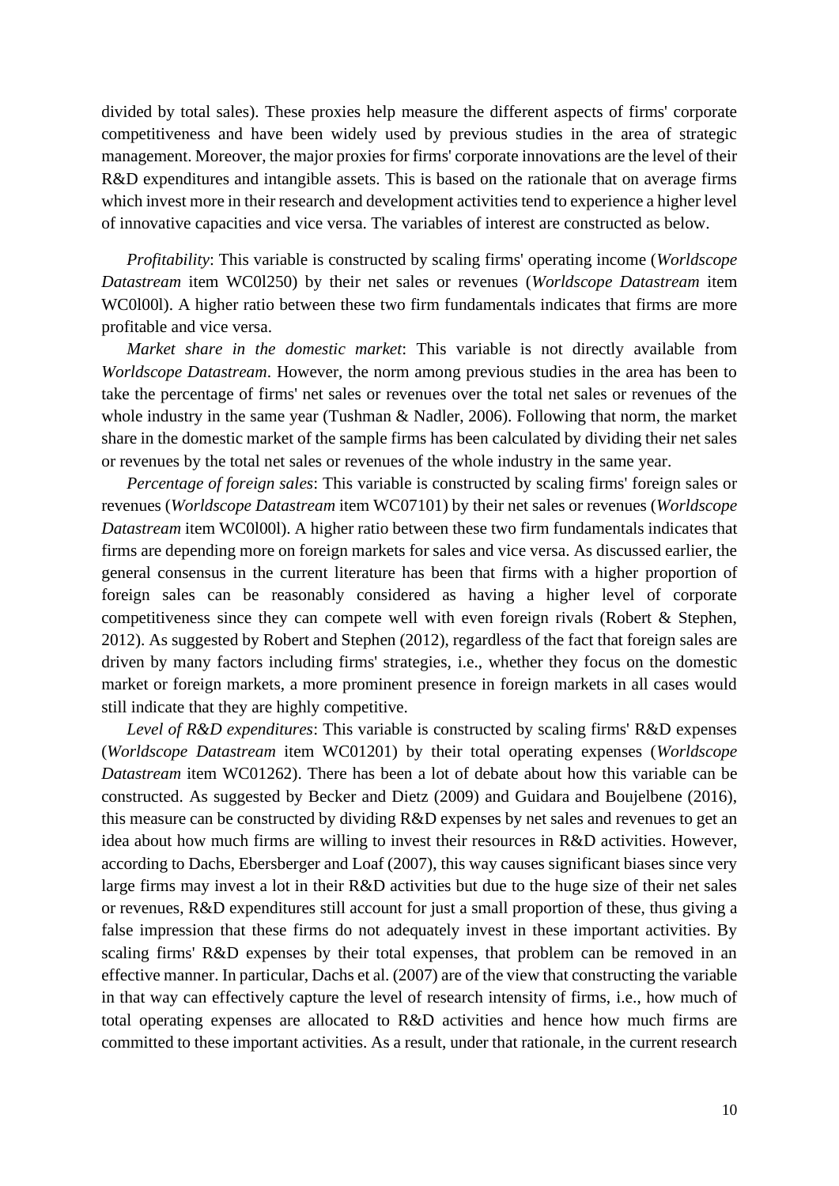divided by total sales). These proxies help measure the different aspects of firms' corporate competitiveness and have been widely used by previous studies in the area of strategic management. Moreover, the major proxies for firms' corporate innovations are the level of their R&D expenditures and intangible assets. This is based on the rationale that on average firms which invest more in their research and development activities tend to experience a higher level of innovative capacities and vice versa. The variables of interest are constructed as below.

*Profitability*: This variable is constructed by scaling firms' operating income (*Worldscope Datastream* item WC0l250) by their net sales or revenues (*Worldscope Datastream* item WC0l00l). A higher ratio between these two firm fundamentals indicates that firms are more profitable and vice versa.

*Market share in the domestic market*: This variable is not directly available from *Worldscope Datastream*. However, the norm among previous studies in the area has been to take the percentage of firms' net sales or revenues over the total net sales or revenues of the whole industry in the same year (Tushman & Nadler, 2006). Following that norm, the market share in the domestic market of the sample firms has been calculated by dividing their net sales or revenues by the total net sales or revenues of the whole industry in the same year.

*Percentage of foreign sales*: This variable is constructed by scaling firms' foreign sales or revenues (*Worldscope Datastream* item WC07101) by their net sales or revenues (*Worldscope Datastream* item WC0l00l). A higher ratio between these two firm fundamentals indicates that firms are depending more on foreign markets for sales and vice versa. As discussed earlier, the general consensus in the current literature has been that firms with a higher proportion of foreign sales can be reasonably considered as having a higher level of corporate competitiveness since they can compete well with even foreign rivals (Robert & Stephen, 2012). As suggested by Robert and Stephen (2012), regardless of the fact that foreign sales are driven by many factors including firms' strategies, i.e., whether they focus on the domestic market or foreign markets, a more prominent presence in foreign markets in all cases would still indicate that they are highly competitive.

*Level of R&D expenditures*: This variable is constructed by scaling firms' R&D expenses (*Worldscope Datastream* item WC01201) by their total operating expenses (*Worldscope Datastream* item WC01262). There has been a lot of debate about how this variable can be constructed. As suggested by Becker and Dietz (2009) and Guidara and Boujelbene (2016), this measure can be constructed by dividing R&D expenses by net sales and revenues to get an idea about how much firms are willing to invest their resources in R&D activities. However, according to Dachs, Ebersberger and Loaf (2007), this way causes significant biases since very large firms may invest a lot in their R&D activities but due to the huge size of their net sales or revenues, R&D expenditures still account for just a small proportion of these, thus giving a false impression that these firms do not adequately invest in these important activities. By scaling firms' R&D expenses by their total expenses, that problem can be removed in an effective manner. In particular, Dachs et al. (2007) are of the view that constructing the variable in that way can effectively capture the level of research intensity of firms, i.e., how much of total operating expenses are allocated to R&D activities and hence how much firms are committed to these important activities. As a result, under that rationale, in the current research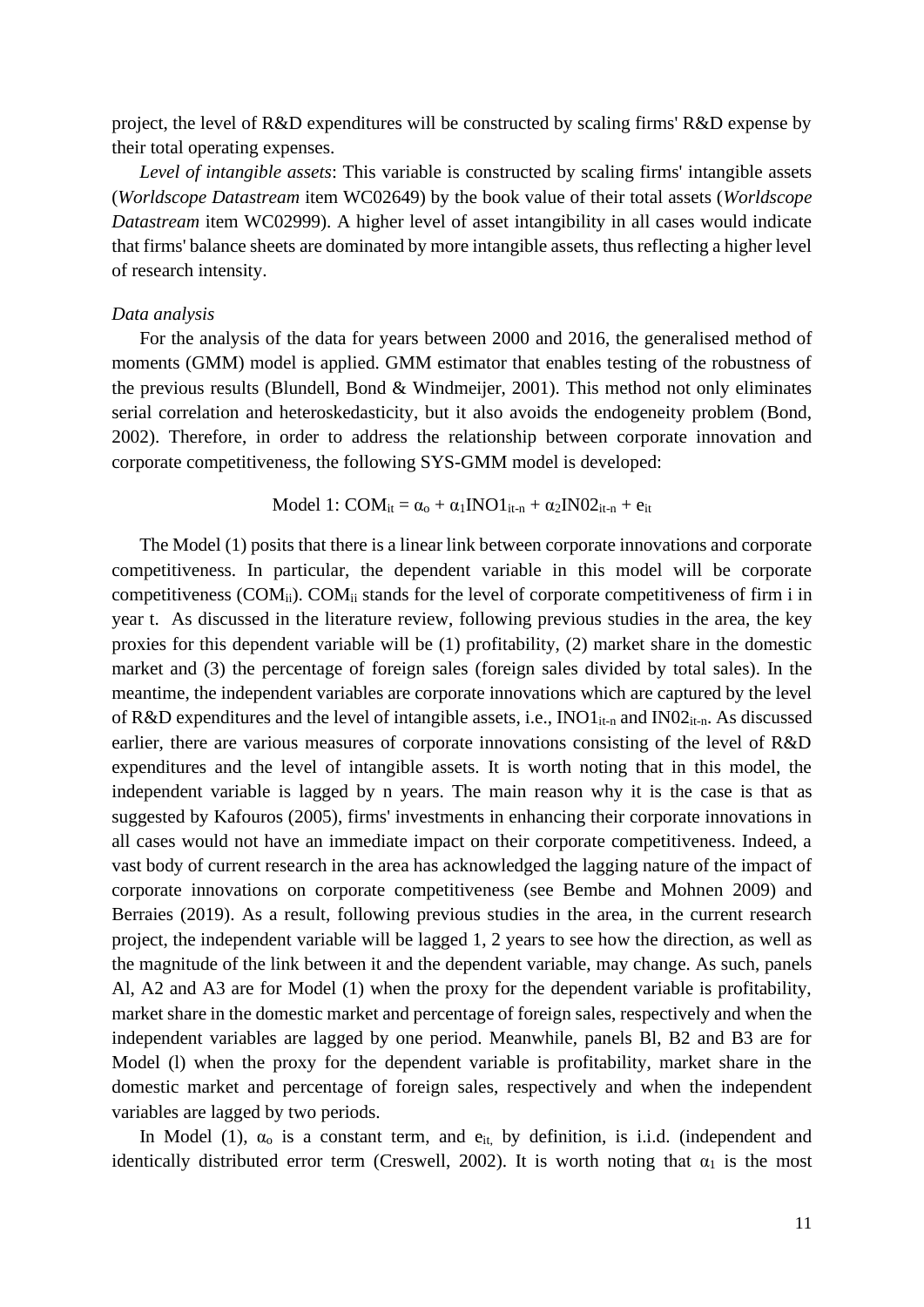project, the level of R&D expenditures will be constructed by scaling firms' R&D expense by their total operating expenses.

*Level of intangible assets*: This variable is constructed by scaling firms' intangible assets (*Worldscope Datastream* item WC02649) by the book value of their total assets (*Worldscope Datastream* item WC02999). A higher level of asset intangibility in all cases would indicate that firms' balance sheets are dominated by more intangible assets, thus reflecting a higher level of research intensity.

*Data analysis*

For the analysis of the data for years between 2000 and 2016, the generalised method of moments (GMM) model is applied. GMM estimator that enables testing of the robustness of the previous results (Blundell, Bond & Windmeijer, 2001). This method not only eliminates serial correlation and heteroskedasticity, but it also avoids the endogeneity problem (Bond, 2002). Therefore, in order to address the relationship between corporate innovation and corporate competitiveness, the following SYS-GMM model is developed:

$$\text{Model 1: } COM_{it} = \alpha_o + \alpha_1 INO1_{it-n} + \alpha_2 IN02_{it-n} + e_{it}$$

The Model (1) posits that there is a linear link between corporate innovations and corporate competitiveness. In particular, the dependent variable in this model will be corporate competitiveness ($COM_{ii}$). $COM_{ii}$ stands for the level of corporate competitiveness of firm i in year t. As discussed in the literature review, following previous studies in the area, the key proxies for this dependent variable will be (1) profitability, (2) market share in the domestic market and (3) the percentage of foreign sales (foreign sales divided by total sales). In the meantime, the independent variables are corporate innovations which are captured by the level of R&D expenditures and the level of intangible assets, i.e., $INO1_{it-n}$ and $IN02_{it-n}$. As discussed earlier, there are various measures of corporate innovations consisting of the level of R&D expenditures and the level of intangible assets. It is worth noting that in this model, the independent variable is lagged by n years. The main reason why it is the case is that as suggested by Kafouros (2005), firms' investments in enhancing their corporate innovations in all cases would not have an immediate impact on their corporate competitiveness. Indeed, a vast body of current research in the area has acknowledged the lagging nature of the impact of corporate innovations on corporate competitiveness (see Bembe and Mohnen 2009) and Berraies (2019). As a result, following previous studies in the area, in the current research project, the independent variable will be lagged 1, 2 years to see how the direction, as well as the magnitude of the link between it and the dependent variable, may change. As such, panels Al, A2 and A3 are for Model (1) when the proxy for the dependent variable is profitability, market share in the domestic market and percentage of foreign sales, respectively and when the independent variables are lagged by one period. Meanwhile, panels Bl, B2 and B3 are for Model (l) when the proxy for the dependent variable is profitability, market share in the domestic market and percentage of foreign sales, respectively and when the independent variables are lagged by two periods.

In Model (1), $\alpha_o$ is a constant term, and $e_{it,}$ by definition, is i.i.d. (independent and identically distributed error term (Creswell, 2002). It is worth noting that $\alpha_1$ is the most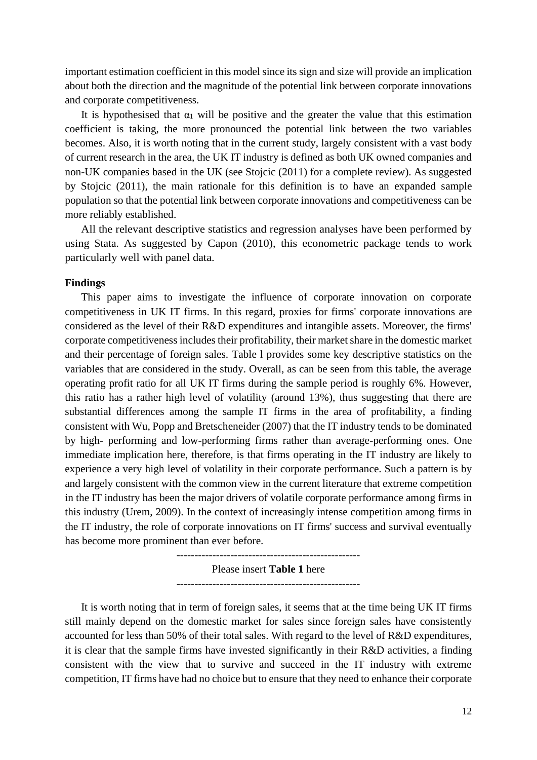important estimation coefficient in this model since its sign and size will provide an implication about both the direction and the magnitude of the potential link between corporate innovations and corporate competitiveness.

It is hypothesised that $\alpha_1$ will be positive and the greater the value that this estimation coefficient is taking, the more pronounced the potential link between the two variables becomes. Also, it is worth noting that in the current study, largely consistent with a vast body of current research in the area, the UK IT industry is defined as both UK owned companies and non-UK companies based in the UK (see Stojcic (2011) for a complete review). As suggested by Stojcic (2011), the main rationale for this definition is to have an expanded sample population so that the potential link between corporate innovations and competitiveness can be more reliably established.

All the relevant descriptive statistics and regression analyses have been performed by using Stata. As suggested by Capon (2010), this econometric package tends to work particularly well with panel data.

**Findings**

This paper aims to investigate the influence of corporate innovation on corporate competitiveness in UK IT firms. In this regard, proxies for firms' corporate innovations are considered as the level of their R&D expenditures and intangible assets. Moreover, the firms' corporate competitiveness includes their profitability, their market share in the domestic market and their percentage of foreign sales. Table l provides some key descriptive statistics on the variables that are considered in the study. Overall, as can be seen from this table, the average operating profit ratio for all UK IT firms during the sample period is roughly 6%. However, this ratio has a rather high level of volatility (around 13%), thus suggesting that there are substantial differences among the sample IT firms in the area of profitability, a finding consistent with Wu, Popp and Bretscheneider (2007) that the IT industry tends to be dominated by high- performing and low-performing firms rather than average-performing ones. One immediate implication here, therefore, is that firms operating in the IT industry are likely to experience a very high level of volatility in their corporate performance. Such a pattern is by and largely consistent with the common view in the current literature that extreme competition in the IT industry has been the major drivers of volatile corporate performance among firms in this industry (Urem, 2009). In the context of increasingly intense competition among firms in the IT industry, the role of corporate innovations on IT firms' success and survival eventually has become more prominent than ever before.

---------------------------------------------------

Please insert **Table 1** here

---------------------------------------------------

It is worth noting that in term of foreign sales, it seems that at the time being UK IT firms still mainly depend on the domestic market for sales since foreign sales have consistently accounted for less than 50% of their total sales. With regard to the level of R&D expenditures, it is clear that the sample firms have invested significantly in their R&D activities, a finding consistent with the view that to survive and succeed in the IT industry with extreme competition, IT firms have had no choice but to ensure that they need to enhance their corporate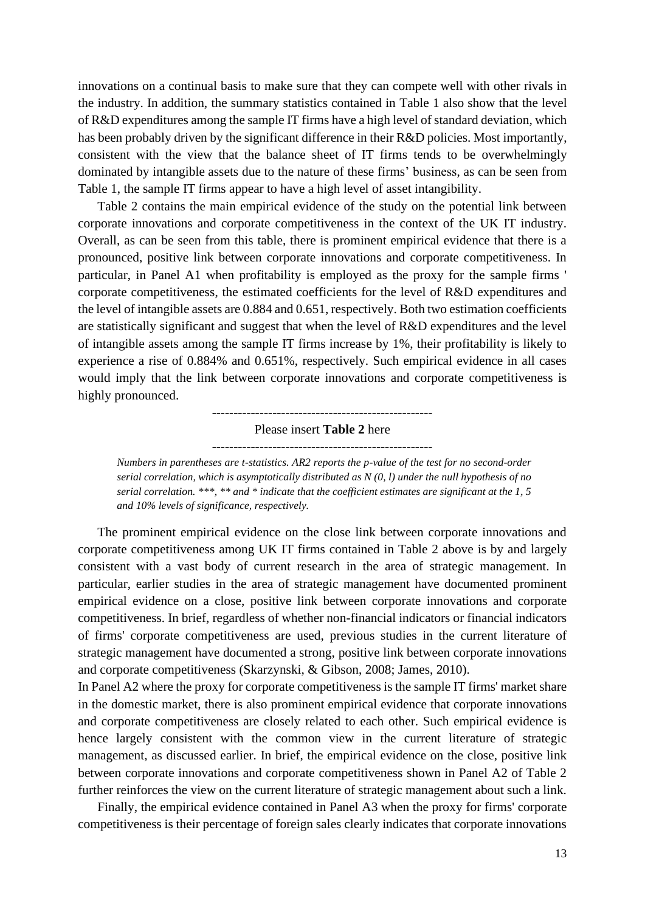innovations on a continual basis to make sure that they can compete well with other rivals in the industry. In addition, the summary statistics contained in Table 1 also show that the level of R&D expenditures among the sample IT firms have a high level of standard deviation, which has been probably driven by the significant difference in their R&D policies. Most importantly, consistent with the view that the balance sheet of IT firms tends to be overwhelmingly dominated by intangible assets due to the nature of these firms' business, as can be seen from Table 1, the sample IT firms appear to have a high level of asset intangibility.

Table 2 contains the main empirical evidence of the study on the potential link between corporate innovations and corporate competitiveness in the context of the UK IT industry. Overall, as can be seen from this table, there is prominent empirical evidence that there is a pronounced, positive link between corporate innovations and corporate competitiveness. In particular, in Panel A1 when profitability is employed as the proxy for the sample firms ' corporate competitiveness, the estimated coefficients for the level of R&D expenditures and the level of intangible assets are 0.884 and 0.651, respectively. Both two estimation coefficients are statistically significant and suggest that when the level of R&D expenditures and the level of intangible assets among the sample IT firms increase by 1%, their profitability is likely to experience a rise of 0.884% and 0.651%, respectively. Such empirical evidence in all cases would imply that the link between corporate innovations and corporate competitiveness is highly pronounced.

---------------------------------------------------

Please insert **Table 2** here

---------------------------------------------------

*Numbers in parentheses are t-statistics. AR2 reports the p-value of the test for no second-order serial correlation, which is asymptotically distributed as N (0, l) under the null hypothesis of no serial correlation. \*\*\*, \*\* and \* indicate that the coefficient estimates are significant at the 1, 5 and 10% levels of significance, respectively.*

The prominent empirical evidence on the close link between corporate innovations and corporate competitiveness among UK IT firms contained in Table 2 above is by and largely consistent with a vast body of current research in the area of strategic management. In particular, earlier studies in the area of strategic management have documented prominent empirical evidence on a close, positive link between corporate innovations and corporate competitiveness. In brief, regardless of whether non-financial indicators or financial indicators of firms' corporate competitiveness are used, previous studies in the current literature of strategic management have documented a strong, positive link between corporate innovations and corporate competitiveness (Skarzynski, & Gibson, 2008; James, 2010).

In Panel A2 where the proxy for corporate competitiveness is the sample IT firms' market share in the domestic market, there is also prominent empirical evidence that corporate innovations and corporate competitiveness are closely related to each other. Such empirical evidence is hence largely consistent with the common view in the current literature of strategic management, as discussed earlier. In brief, the empirical evidence on the close, positive link between corporate innovations and corporate competitiveness shown in Panel A2 of Table 2 further reinforces the view on the current literature of strategic management about such a link.

Finally, the empirical evidence contained in Panel A3 when the proxy for firms' corporate competitiveness is their percentage of foreign sales clearly indicates that corporate innovations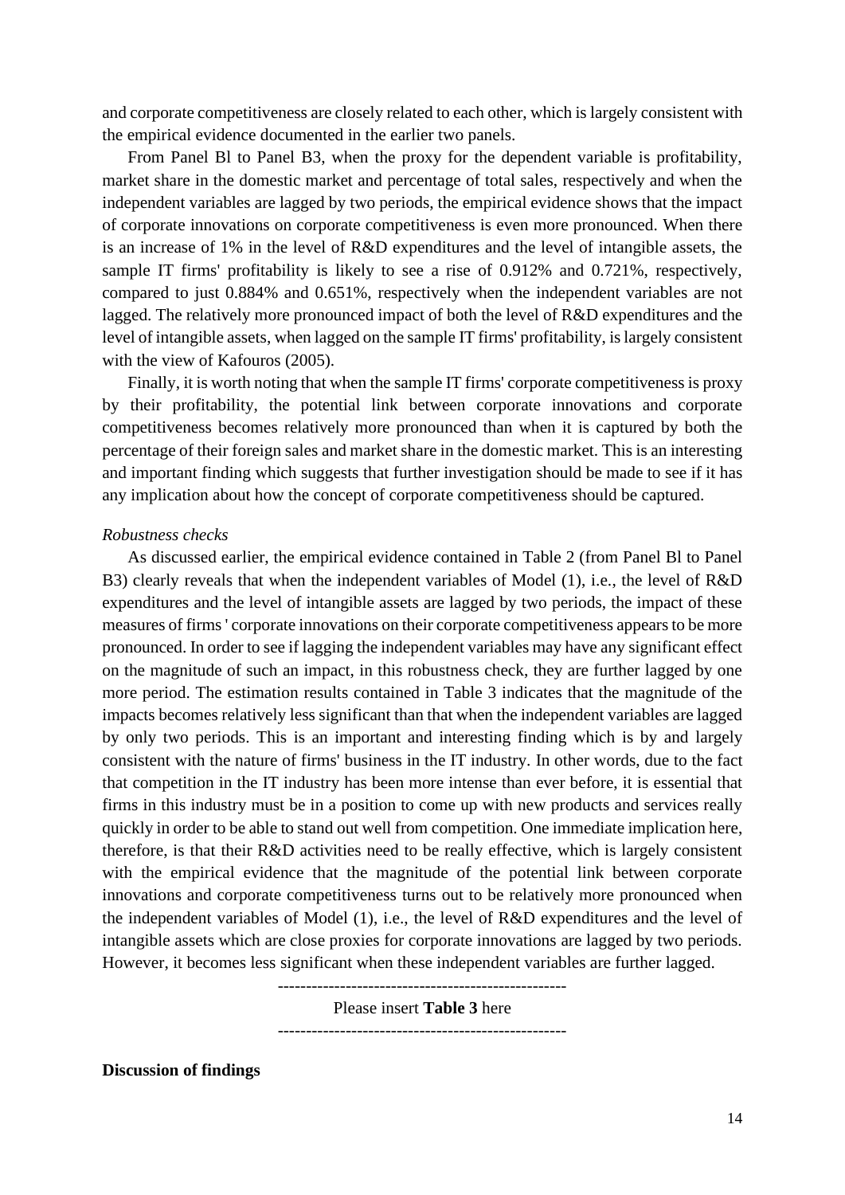and corporate competitiveness are closely related to each other, which is largely consistent with the empirical evidence documented in the earlier two panels.

From Panel Bl to Panel B3, when the proxy for the dependent variable is profitability, market share in the domestic market and percentage of total sales, respectively and when the independent variables are lagged by two periods, the empirical evidence shows that the impact of corporate innovations on corporate competitiveness is even more pronounced. When there is an increase of 1% in the level of R&D expenditures and the level of intangible assets, the sample IT firms' profitability is likely to see a rise of 0.912% and 0.721%, respectively, compared to just 0.884% and 0.651%, respectively when the independent variables are not lagged. The relatively more pronounced impact of both the level of R&D expenditures and the level of intangible assets, when lagged on the sample IT firms' profitability, is largely consistent with the view of Kafouros (2005).

Finally, it is worth noting that when the sample IT firms' corporate competitiveness is proxy by their profitability, the potential link between corporate innovations and corporate competitiveness becomes relatively more pronounced than when it is captured by both the percentage of their foreign sales and market share in the domestic market. This is an interesting and important finding which suggests that further investigation should be made to see if it has any implication about how the concept of corporate competitiveness should be captured.

*Robustness checks*

As discussed earlier, the empirical evidence contained in Table 2 (from Panel Bl to Panel B3) clearly reveals that when the independent variables of Model (1), i.e., the level of R&D expenditures and the level of intangible assets are lagged by two periods, the impact of these measures of firms ' corporate innovations on their corporate competitiveness appears to be more pronounced. In order to see if lagging the independent variables may have any significant effect on the magnitude of such an impact, in this robustness check, they are further lagged by one more period. The estimation results contained in Table 3 indicates that the magnitude of the impacts becomes relatively less significant than that when the independent variables are lagged by only two periods. This is an important and interesting finding which is by and largely consistent with the nature of firms' business in the IT industry. In other words, due to the fact that competition in the IT industry has been more intense than ever before, it is essential that firms in this industry must be in a position to come up with new products and services really quickly in order to be able to stand out well from competition. One immediate implication here, therefore, is that their R&D activities need to be really effective, which is largely consistent with the empirical evidence that the magnitude of the potential link between corporate innovations and corporate competitiveness turns out to be relatively more pronounced when the independent variables of Model (1), i.e., the level of R&D expenditures and the level of intangible assets which are close proxies for corporate innovations are lagged by two periods. However, it becomes less significant when these independent variables are further lagged.

---------------------------------------------------

Please insert **Table 3** here

---------------------------------------------------

**Discussion of findings**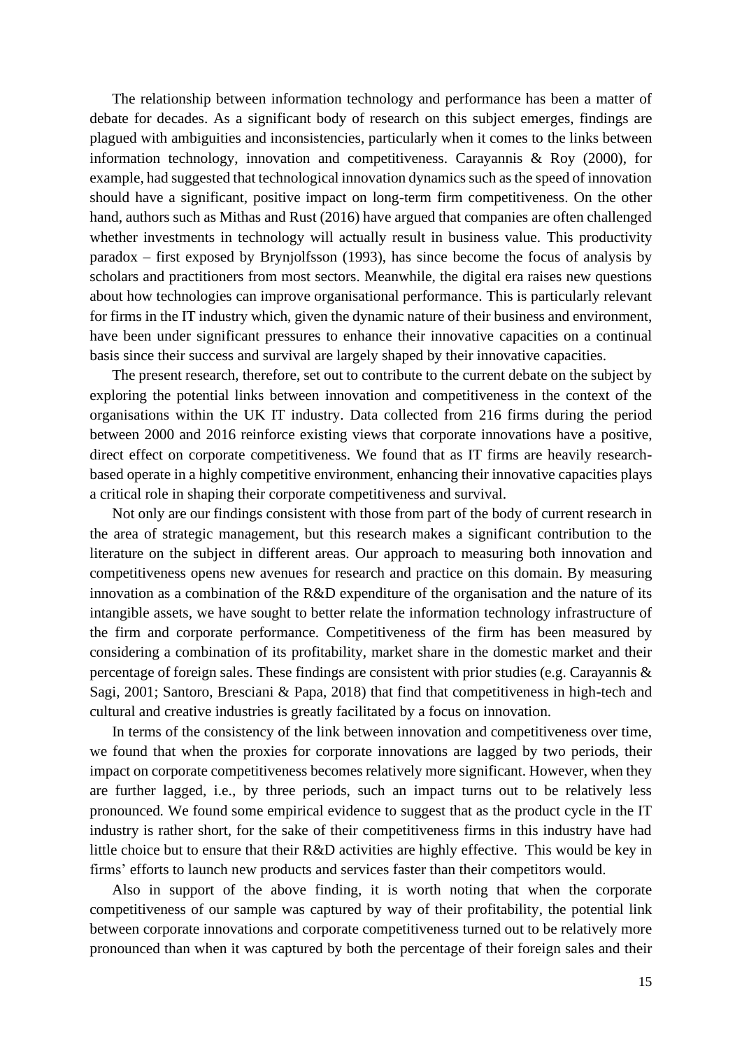The relationship between information technology and performance has been a matter of debate for decades. As a significant body of research on this subject emerges, findings are plagued with ambiguities and inconsistencies, particularly when it comes to the links between information technology, innovation and competitiveness. Carayannis & Roy (2000), for example, had suggested that technological innovation dynamics such as the speed of innovation should have a significant, positive impact on long-term firm competitiveness. On the other hand, authors such as Mithas and Rust (2016) have argued that companies are often challenged whether investments in technology will actually result in business value. This productivity paradox – first exposed by Brynjolfsson (1993), has since become the focus of analysis by scholars and practitioners from most sectors. Meanwhile, the digital era raises new questions about how technologies can improve organisational performance. This is particularly relevant for firms in the IT industry which, given the dynamic nature of their business and environment, have been under significant pressures to enhance their innovative capacities on a continual basis since their success and survival are largely shaped by their innovative capacities.

The present research, therefore, set out to contribute to the current debate on the subject by exploring the potential links between innovation and competitiveness in the context of the organisations within the UK IT industry. Data collected from 216 firms during the period between 2000 and 2016 reinforce existing views that corporate innovations have a positive, direct effect on corporate competitiveness. We found that as IT firms are heavily research-based operate in a highly competitive environment, enhancing their innovative capacities plays a critical role in shaping their corporate competitiveness and survival.

Not only are our findings consistent with those from part of the body of current research in the area of strategic management, but this research makes a significant contribution to the literature on the subject in different areas. Our approach to measuring both innovation and competitiveness opens new avenues for research and practice on this domain. By measuring innovation as a combination of the R&D expenditure of the organisation and the nature of its intangible assets, we have sought to better relate the information technology infrastructure of the firm and corporate performance. Competitiveness of the firm has been measured by considering a combination of its profitability, market share in the domestic market and their percentage of foreign sales. These findings are consistent with prior studies (e.g. Carayannis & Sagi, 2001; Santoro, Bresciani & Papa, 2018) that find that competitiveness in high-tech and cultural and creative industries is greatly facilitated by a focus on innovation.

In terms of the consistency of the link between innovation and competitiveness over time, we found that when the proxies for corporate innovations are lagged by two periods, their impact on corporate competitiveness becomes relatively more significant. However, when they are further lagged, i.e., by three periods, such an impact turns out to be relatively less pronounced. We found some empirical evidence to suggest that as the product cycle in the IT industry is rather short, for the sake of their competitiveness firms in this industry have had little choice but to ensure that their R&D activities are highly effective. This would be key in firms' efforts to launch new products and services faster than their competitors would.

Also in support of the above finding, it is worth noting that when the corporate competitiveness of our sample was captured by way of their profitability, the potential link between corporate innovations and corporate competitiveness turned out to be relatively more pronounced than when it was captured by both the percentage of their foreign sales and their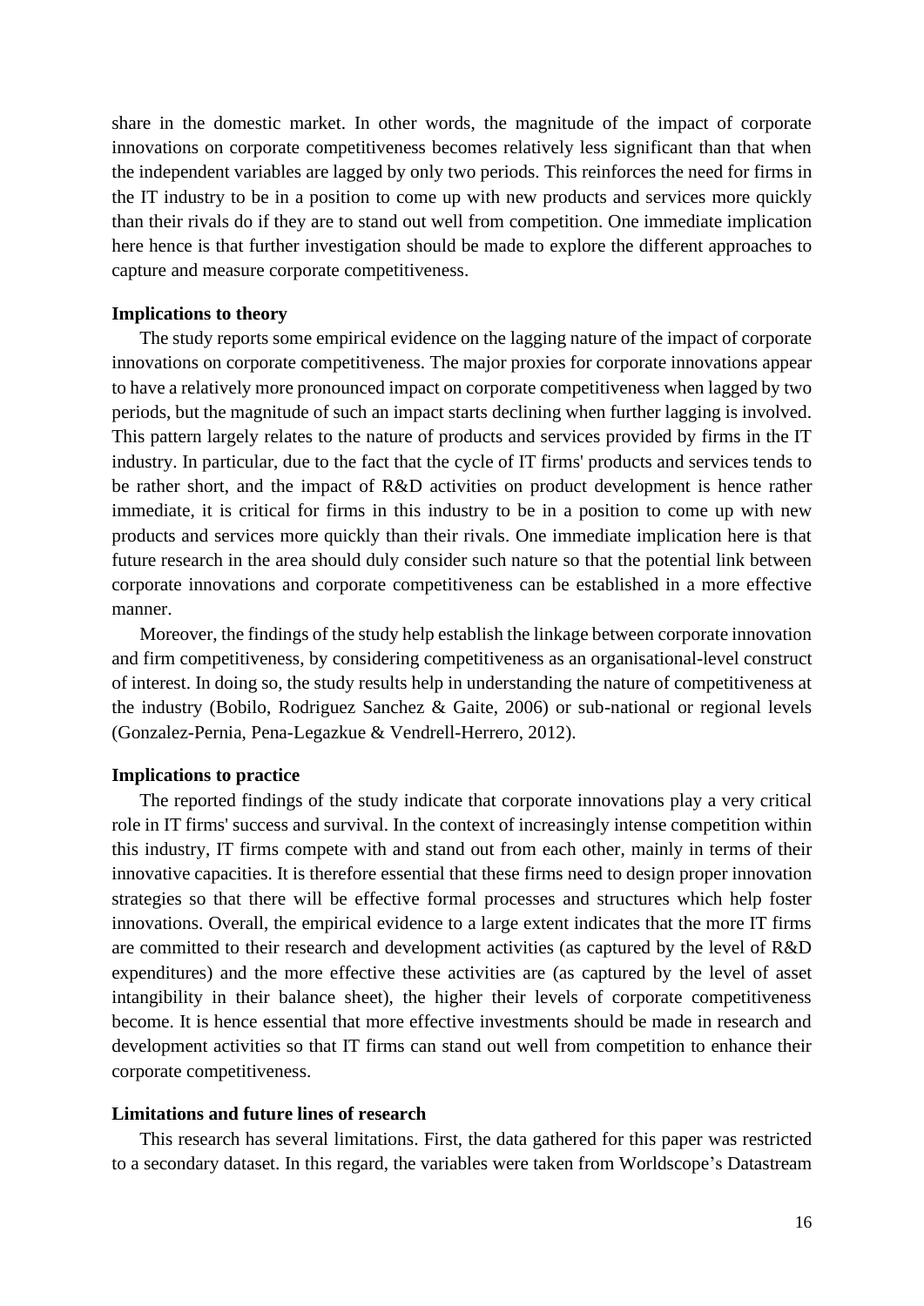share in the domestic market. In other words, the magnitude of the impact of corporate innovations on corporate competitiveness becomes relatively less significant than that when the independent variables are lagged by only two periods. This reinforces the need for firms in the IT industry to be in a position to come up with new products and services more quickly than their rivals do if they are to stand out well from competition. One immediate implication here hence is that further investigation should be made to explore the different approaches to capture and measure corporate competitiveness.

**Implications to theory**

The study reports some empirical evidence on the lagging nature of the impact of corporate innovations on corporate competitiveness. The major proxies for corporate innovations appear to have a relatively more pronounced impact on corporate competitiveness when lagged by two periods, but the magnitude of such an impact starts declining when further lagging is involved. This pattern largely relates to the nature of products and services provided by firms in the IT industry. In particular, due to the fact that the cycle of IT firms' products and services tends to be rather short, and the impact of R&D activities on product development is hence rather immediate, it is critical for firms in this industry to be in a position to come up with new products and services more quickly than their rivals. One immediate implication here is that future research in the area should duly consider such nature so that the potential link between corporate innovations and corporate competitiveness can be established in a more effective manner.

Moreover, the findings of the study help establish the linkage between corporate innovation and firm competitiveness, by considering competitiveness as an organisational-level construct of interest. In doing so, the study results help in understanding the nature of competitiveness at the industry (Bobilo, Rodriguez Sanchez & Gaite, 2006) or sub-national or regional levels (Gonzalez-Pernia, Pena-Legazkue & Vendrell-Herrero, 2012).

**Implications to practice**

The reported findings of the study indicate that corporate innovations play a very critical role in IT firms' success and survival. In the context of increasingly intense competition within this industry, IT firms compete with and stand out from each other, mainly in terms of their innovative capacities. It is therefore essential that these firms need to design proper innovation strategies so that there will be effective formal processes and structures which help foster innovations. Overall, the empirical evidence to a large extent indicates that the more IT firms are committed to their research and development activities (as captured by the level of R&D expenditures) and the more effective these activities are (as captured by the level of asset intangibility in their balance sheet), the higher their levels of corporate competitiveness become. It is hence essential that more effective investments should be made in research and development activities so that IT firms can stand out well from competition to enhance their corporate competitiveness.

**Limitations and future lines of research**

This research has several limitations. First, the data gathered for this paper was restricted to a secondary dataset. In this regard, the variables were taken from Worldscope's Datastream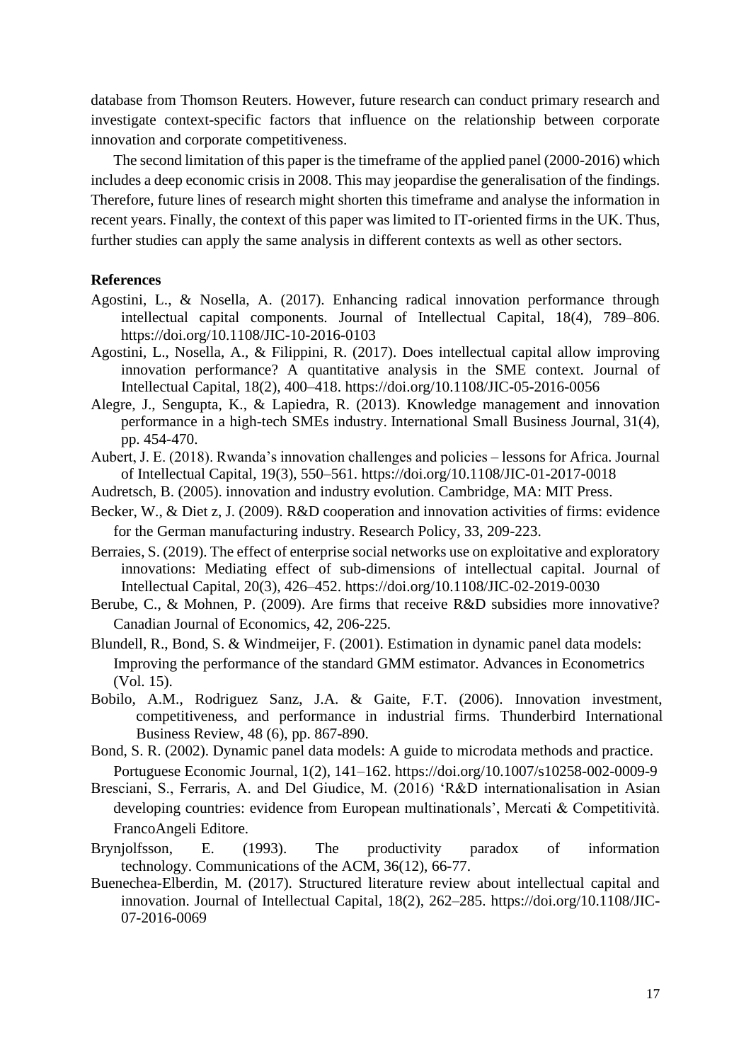database from Thomson Reuters. However, future research can conduct primary research and investigate context-specific factors that influence on the relationship between corporate innovation and corporate competitiveness.

The second limitation of this paper is the timeframe of the applied panel (2000-2016) which includes a deep economic crisis in 2008. This may jeopardise the generalisation of the findings. Therefore, future lines of research might shorten this timeframe and analyse the information in recent years. Finally, the context of this paper was limited to IT-oriented firms in the UK. Thus, further studies can apply the same analysis in different contexts as well as other sectors.

**References**

Agostini, L., & Nosella, A. (2017). Enhancing radical innovation performance through intellectual capital components. Journal of Intellectual Capital, 18(4), 789–806. https://doi.org/10.1108/JIC-10-2016-0103

Agostini, L., Nosella, A., & Filippini, R. (2017). Does intellectual capital allow improving innovation performance? A quantitative analysis in the SME context. Journal of Intellectual Capital, 18(2), 400–418. https://doi.org/10.1108/JIC-05-2016-0056

Alegre, J., Sengupta, K., & Lapiedra, R. (2013). Knowledge management and innovation performance in a high-tech SMEs industry. International Small Business Journal, 31(4), pp. 454-470.

Aubert, J. E. (2018). Rwanda's innovation challenges and policies – lessons for Africa. Journal of Intellectual Capital, 19(3), 550–561. https://doi.org/10.1108/JIC-01-2017-0018

Audretsch, B. (2005). innovation and industry evolution. Cambridge, MA: MIT Press.

Becker, W., & Diet z, J. (2009). R&D cooperation and innovation activities of firms: evidence for the German manufacturing industry. Research Policy, 33, 209-223.

Berraies, S. (2019). The effect of enterprise social networks use on exploitative and exploratory innovations: Mediating effect of sub-dimensions of intellectual capital. Journal of Intellectual Capital, 20(3), 426–452. https://doi.org/10.1108/JIC-02-2019-0030

Berube, C., & Mohnen, P. (2009). Are firms that receive R&D subsidies more innovative? Canadian Journal of Economics, 42, 206-225.

Blundell, R., Bond, S. & Windmeijer, F. (2001). Estimation in dynamic panel data models: Improving the performance of the standard GMM estimator. Advances in Econometrics (Vol. 15).

Bobilo, A.M., Rodriguez Sanz, J.A. & Gaite, F.T. (2006). Innovation investment, competitiveness, and performance in industrial firms. Thunderbird International Business Review, 48 (6), pp. 867-890.

Bond, S. R. (2002). Dynamic panel data models: A guide to microdata methods and practice. Portuguese Economic Journal, 1(2), 141–162. https://doi.org/10.1007/s10258-002-0009-9

Bresciani, S., Ferraris, A. and Del Giudice, M. (2016) 'R&D internationalisation in Asian developing countries: evidence from European multinationals', Mercati & Competitività. FrancoAngeli Editore.

Brynjolfsson, E. (1993). The productivity paradox of information technology. Communications of the ACM, 36(12), 66-77.

Buenechea-Elberdin, M. (2017). Structured literature review about intellectual capital and innovation. Journal of Intellectual Capital, 18(2), 262–285. https://doi.org/10.1108/JIC-07-2016-0069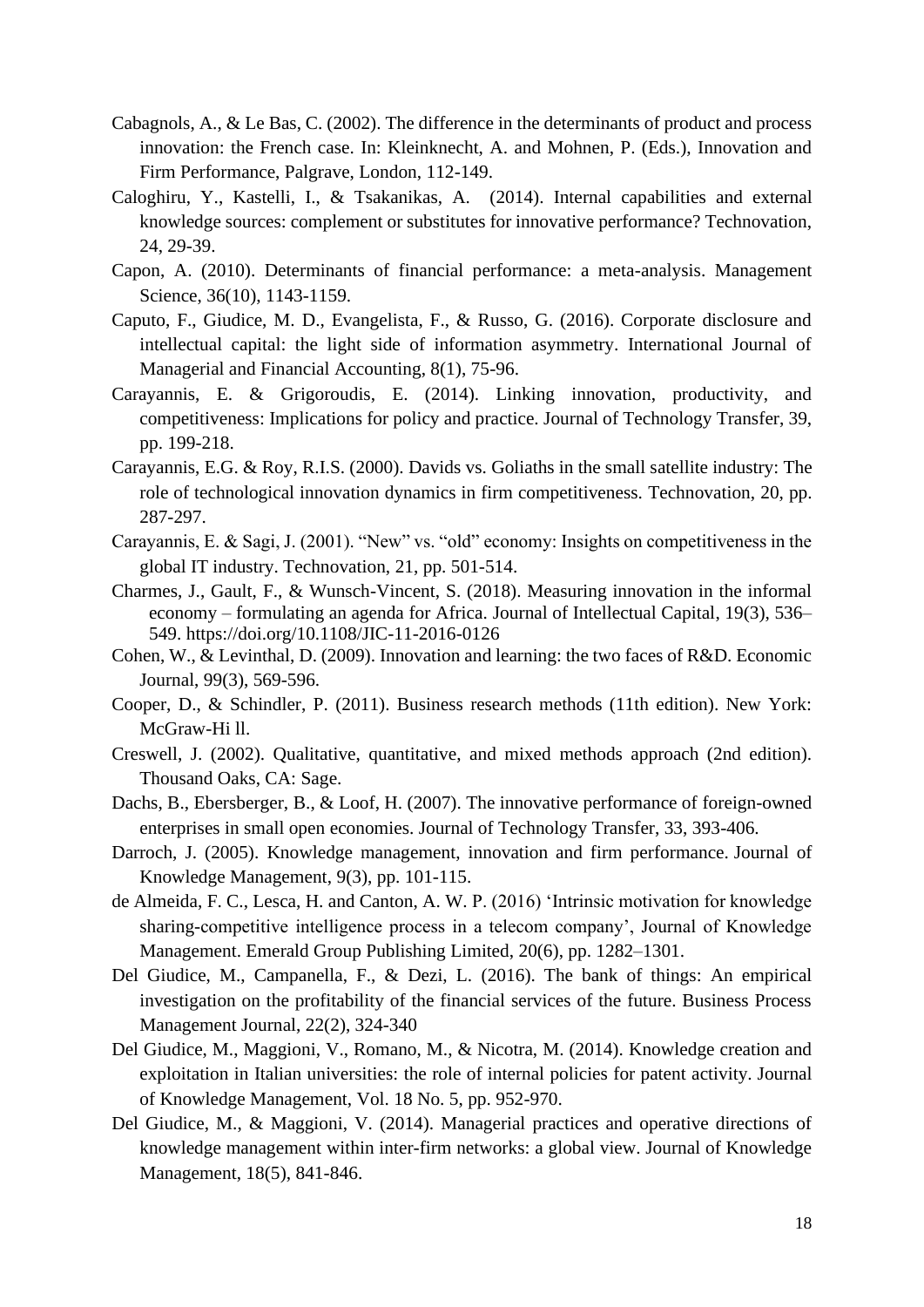Cabagnols, A., & Le Bas, C. (2002). The difference in the determinants of product and process innovation: the French case. In: Kleinknecht, A. and Mohnen, P. (Eds.), Innovation and Firm Performance, Palgrave, London, 112-149.

Caloghiru, Y., Kastelli, I., & Tsakanikas, A. (2014). Internal capabilities and external knowledge sources: complement or substitutes for innovative performance? Technovation, 24, 29-39.

Capon, A. (2010). Determinants of financial performance: a meta-analysis. Management Science, 36(10), 1143-1159.

Caputo, F., Giudice, M. D., Evangelista, F., & Russo, G. (2016). Corporate disclosure and intellectual capital: the light side of information asymmetry. International Journal of Managerial and Financial Accounting, 8(1), 75-96.

Carayannis, E. & Grigoroudis, E. (2014). Linking innovation, productivity, and competitiveness: Implications for policy and practice. Journal of Technology Transfer, 39, pp. 199-218.

Carayannis, E.G. & Roy, R.I.S. (2000). Davids vs. Goliaths in the small satellite industry: The role of technological innovation dynamics in firm competitiveness. Technovation, 20, pp. 287-297.

Carayannis, E. & Sagi, J. (2001). "New" vs. "old" economy: Insights on competitiveness in the global IT industry. Technovation, 21, pp. 501-514.

Charmes, J., Gault, F., & Wunsch-Vincent, S. (2018). Measuring innovation in the informal economy – formulating an agenda for Africa. Journal of Intellectual Capital, 19(3), 536–549. https://doi.org/10.1108/JIC-11-2016-0126

Cohen, W., & Levinthal, D. (2009). Innovation and learning: the two faces of R&D. Economic Journal, 99(3), 569-596.

Cooper, D., & Schindler, P. (2011). Business research methods (11th edition). New York: McGraw-Hi ll.

Creswell, J. (2002). Qualitative, quantitative, and mixed methods approach (2nd edition). Thousand Oaks, CA: Sage.

Dachs, B., Ebersberger, B., & Loof, H. (2007). The innovative performance of foreign-owned enterprises in small open economies. Journal of Technology Transfer, 33, 393-406.

Darroch, J. (2005). Knowledge management, innovation and firm performance. Journal of Knowledge Management, 9(3), pp. 101-115.

de Almeida, F. C., Lesca, H. and Canton, A. W. P. (2016) 'Intrinsic motivation for knowledge sharing-competitive intelligence process in a telecom company', Journal of Knowledge Management. Emerald Group Publishing Limited, 20(6), pp. 1282–1301.

Del Giudice, M., Campanella, F., & Dezi, L. (2016). The bank of things: An empirical investigation on the profitability of the financial services of the future. Business Process Management Journal, 22(2), 324-340

Del Giudice, M., Maggioni, V., Romano, M., & Nicotra, M. (2014). Knowledge creation and exploitation in Italian universities: the role of internal policies for patent activity. Journal of Knowledge Management, Vol. 18 No. 5, pp. 952-970.

Del Giudice, M., & Maggioni, V. (2014). Managerial practices and operative directions of knowledge management within inter-firm networks: a global view. Journal of Knowledge Management, 18(5), 841-846.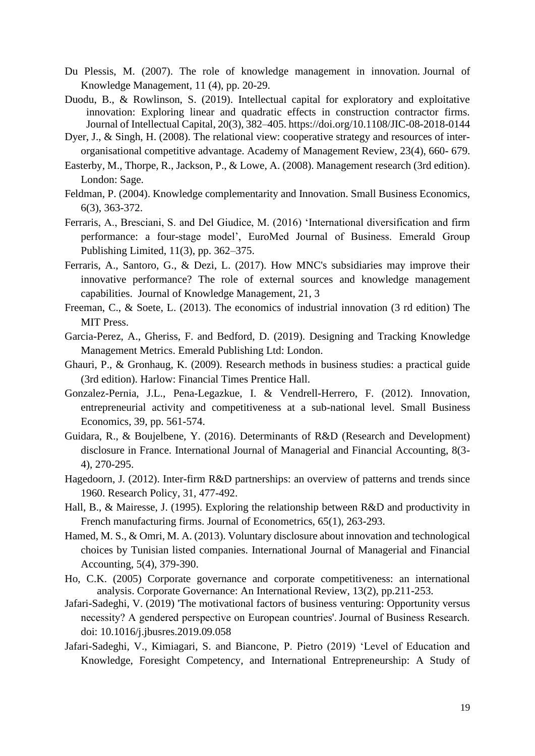Du Plessis, M. (2007). The role of knowledge management in innovation. Journal of Knowledge Management, 11 (4), pp. 20-29.

Duodu, B., & Rowlinson, S. (2019). Intellectual capital for exploratory and exploitative innovation: Exploring linear and quadratic effects in construction contractor firms. Journal of Intellectual Capital, 20(3), 382–405. https://doi.org/10.1108/JIC-08-2018-0144

Dyer, J., & Singh, H. (2008). The relational view: cooperative strategy and resources of inter-organisational competitive advantage. Academy of Management Review, 23(4), 660- 679.

Easterby, M., Thorpe, R., Jackson, P., & Lowe, A. (2008). Management research (3rd edition). London: Sage.

Feldman, P. (2004). Knowledge complementarity and Innovation. Small Business Economics, 6(3), 363-372.

Ferraris, A., Bresciani, S. and Del Giudice, M. (2016) 'International diversification and firm performance: a four-stage model', EuroMed Journal of Business. Emerald Group Publishing Limited, 11(3), pp. 362–375.

Ferraris, A., Santoro, G., & Dezi, L. (2017). How MNC's subsidiaries may improve their innovative performance? The role of external sources and knowledge management capabilities. Journal of Knowledge Management, 21, 3

Freeman, C., & Soete, L. (2013). The economics of industrial innovation (3 rd edition) The MIT Press.

Garcia-Perez, A., Gheriss, F. and Bedford, D. (2019). Designing and Tracking Knowledge Management Metrics. Emerald Publishing Ltd: London.

Ghauri, P., & Gronhaug, K. (2009). Research methods in business studies: a practical guide (3rd edition). Harlow: Financial Times Prentice Hall.

Gonzalez-Pernia, J.L., Pena-Legazkue, I. & Vendrell-Herrero, F. (2012). Innovation, entrepreneurial activity and competitiveness at a sub-national level. Small Business Economics, 39, pp. 561-574.

Guidara, R., & Boujelbene, Y. (2016). Determinants of R&D (Research and Development) disclosure in France. International Journal of Managerial and Financial Accounting, 8(3-4), 270-295.

Hagedoorn, J. (2012). Inter-firm R&D partnerships: an overview of patterns and trends since 1960. Research Policy, 31, 477-492.

Hall, B., & Mairesse, J. (1995). Exploring the relationship between R&D and productivity in French manufacturing firms. Journal of Econometrics, 65(1), 263-293.

Hamed, M. S., & Omri, M. A. (2013). Voluntary disclosure about innovation and technological choices by Tunisian listed companies. International Journal of Managerial and Financial Accounting, 5(4), 379-390.

Ho, C.K. (2005) Corporate governance and corporate competitiveness: an international analysis. Corporate Governance: An International Review, 13(2), pp.211-253.

Jafari-Sadeghi, V. (2019) 'The motivational factors of business venturing: Opportunity versus necessity? A gendered perspective on European countries'. Journal of Business Research. doi: 10.1016/j.jbusres.2019.09.058

Jafari-Sadeghi, V., Kimiagari, S. and Biancone, P. Pietro (2019) 'Level of Education and Knowledge, Foresight Competency, and International Entrepreneurship: A Study of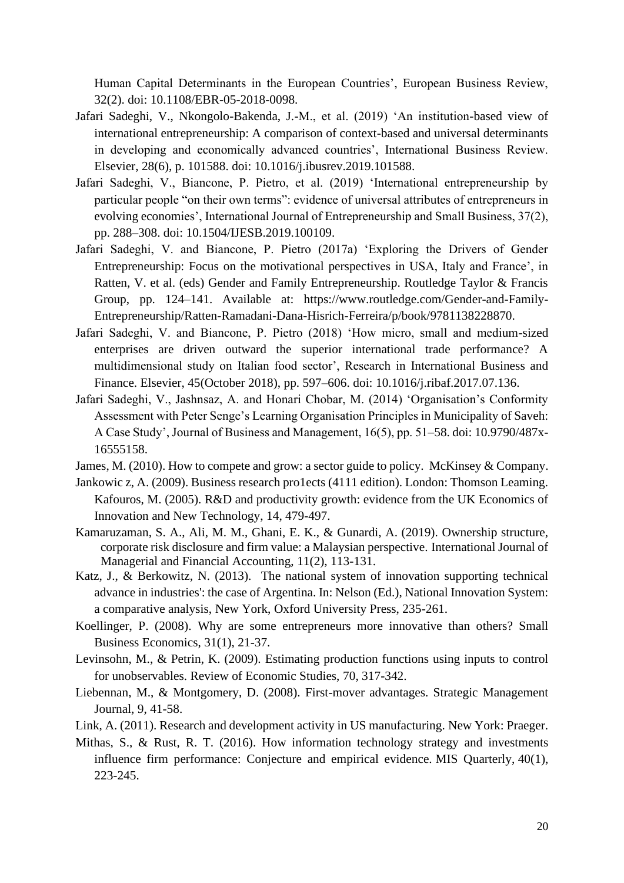Human Capital Determinants in the European Countries', European Business Review, 32(2). doi: 10.1108/EBR-05-2018-0098.

Jafari Sadeghi, V., Nkongolo-Bakenda, J.-M., et al. (2019) 'An institution-based view of international entrepreneurship: A comparison of context-based and universal determinants in developing and economically advanced countries', International Business Review. Elsevier, 28(6), p. 101588. doi: 10.1016/j.ibusrev.2019.101588.

Jafari Sadeghi, V., Biancone, P. Pietro, et al. (2019) 'International entrepreneurship by particular people "on their own terms": evidence of universal attributes of entrepreneurs in evolving economies', International Journal of Entrepreneurship and Small Business, 37(2), pp. 288–308. doi: 10.1504/IJESB.2019.100109.

Jafari Sadeghi, V. and Biancone, P. Pietro (2017a) 'Exploring the Drivers of Gender Entrepreneurship: Focus on the motivational perspectives in USA, Italy and France', in Ratten, V. et al. (eds) Gender and Family Entrepreneurship. Routledge Taylor & Francis Group, pp. 124–141. Available at: https://www.routledge.com/Gender-and-Family-Entrepreneurship/Ratten-Ramadani-Dana-Hisrich-Ferreira/p/book/9781138228870.

Jafari Sadeghi, V. and Biancone, P. Pietro (2018) 'How micro, small and medium-sized enterprises are driven outward the superior international trade performance? A multidimensional study on Italian food sector', Research in International Business and Finance. Elsevier, 45(October 2018), pp. 597–606. doi: 10.1016/j.ribaf.2017.07.136.

Jafari Sadeghi, V., Jashnsaz, A. and Honari Chobar, M. (2014) 'Organisation's Conformity Assessment with Peter Senge's Learning Organisation Principles in Municipality of Saveh: A Case Study', Journal of Business and Management, 16(5), pp. 51–58. doi: 10.9790/487x-16555158.

James, M. (2010). How to compete and grow: a sector guide to policy. McKinsey & Company.

Jankowic z, A. (2009). Business research pro1ects (4111 edition). London: Thomson Leaming. Kafouros, M. (2005). R&D and productivity growth: evidence from the UK Economics of Innovation and New Technology, 14, 479-497.

Kamaruzaman, S. A., Ali, M. M., Ghani, E. K., & Gunardi, A. (2019). Ownership structure, corporate risk disclosure and firm value: a Malaysian perspective. International Journal of Managerial and Financial Accounting, 11(2), 113-131.

Katz, J., & Berkowitz, N. (2013). The national system of innovation supporting technical advance in industries': the case of Argentina. In: Nelson (Ed.), National Innovation System: a comparative analysis, New York, Oxford University Press, 235-261.

Koellinger, P. (2008). Why are some entrepreneurs more innovative than others? Small Business Economics, 31(1), 21-37.

Levinsohn, M., & Petrin, K. (2009). Estimating production functions using inputs to control for unobservables. Review of Economic Studies, 70, 317-342.

Liebennan, M., & Montgomery, D. (2008). First-mover advantages. Strategic Management Journal, 9, 41-58.

Link, A. (2011). Research and development activity in US manufacturing. New York: Praeger.

Mithas, S., & Rust, R. T. (2016). How information technology strategy and investments influence firm performance: Conjecture and empirical evidence. MIS Quarterly, 40(1), 223-245.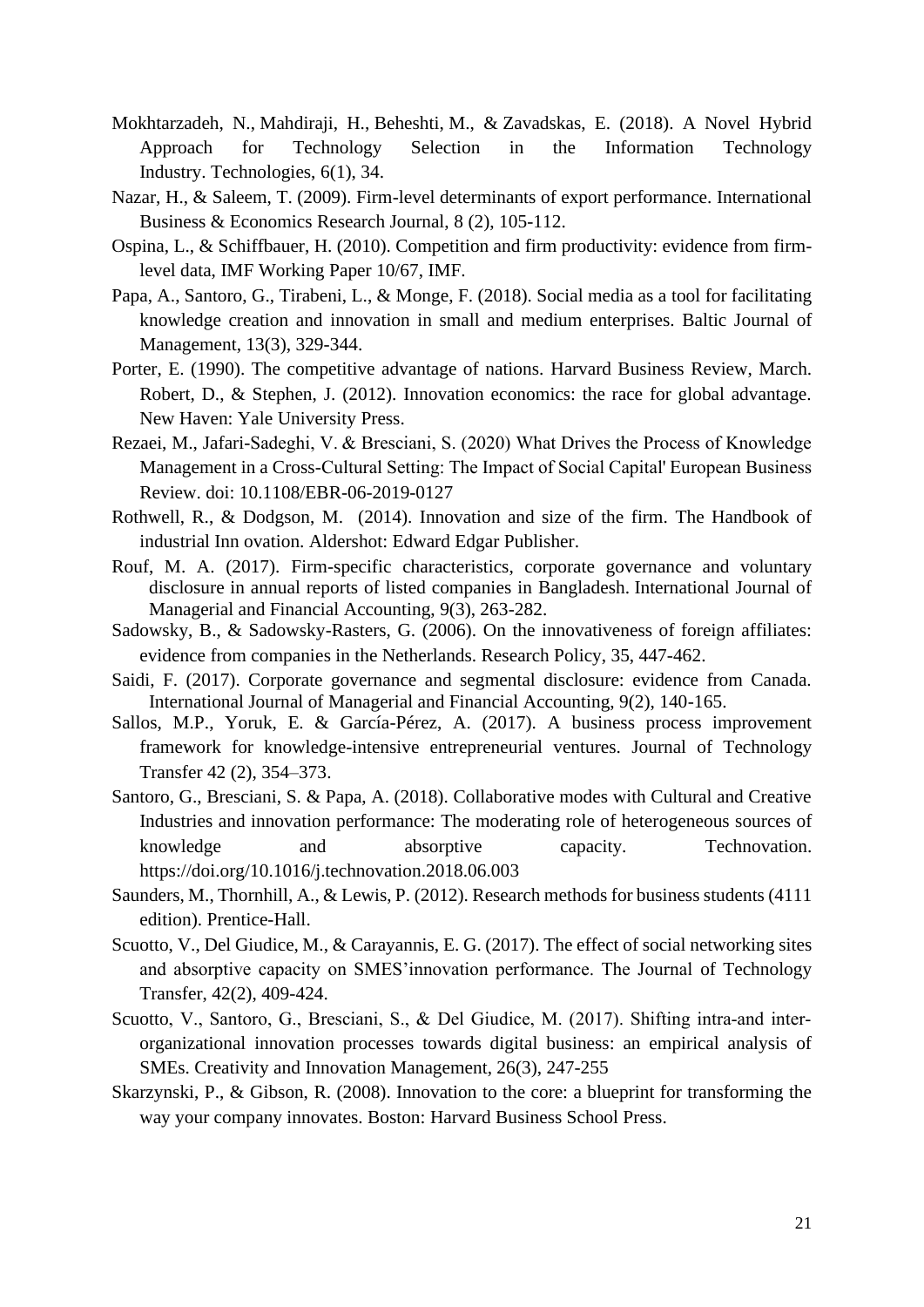Mokhtarzadeh, N., Mahdiraji, H., Beheshti, M., & Zavadskas, E. (2018). A Novel Hybrid Approach for Technology Selection in the Information Technology Industry. Technologies, 6(1), 34.

Nazar, H., & Saleem, T. (2009). Firm-level determinants of export performance. International Business & Economics Research Journal, 8 (2), 105-112.

Ospina, L., & Schiffbauer, H. (2010). Competition and firm productivity: evidence from firm-level data, IMF Working Paper 10/67, IMF.

Papa, A., Santoro, G., Tirabeni, L., & Monge, F. (2018). Social media as a tool for facilitating knowledge creation and innovation in small and medium enterprises. Baltic Journal of Management, 13(3), 329-344.

Porter, E. (1990). The competitive advantage of nations. Harvard Business Review, March. Robert, D., & Stephen, J. (2012). Innovation economics: the race for global advantage. New Haven: Yale University Press.

Rezaei, M., Jafari-Sadeghi, V. & Bresciani, S. (2020) What Drives the Process of Knowledge Management in a Cross-Cultural Setting: The Impact of Social Capital' European Business Review. doi: 10.1108/EBR-06-2019-0127

Rothwell, R., & Dodgson, M. (2014). Innovation and size of the firm. The Handbook of industrial Inn ovation. Aldershot: Edward Edgar Publisher.

Rouf, M. A. (2017). Firm-specific characteristics, corporate governance and voluntary disclosure in annual reports of listed companies in Bangladesh. International Journal of Managerial and Financial Accounting, 9(3), 263-282.

Sadowsky, B., & Sadowsky-Rasters, G. (2006). On the innovativeness of foreign affiliates: evidence from companies in the Netherlands. Research Policy, 35, 447-462.

Saidi, F. (2017). Corporate governance and segmental disclosure: evidence from Canada. International Journal of Managerial and Financial Accounting, 9(2), 140-165.

Sallos, M.P., Yoruk, E. & García-Pérez, A. (2017). A business process improvement framework for knowledge-intensive entrepreneurial ventures. Journal of Technology Transfer 42 (2), 354–373.

Santoro, G., Bresciani, S. & Papa, A. (2018). Collaborative modes with Cultural and Creative Industries and innovation performance: The moderating role of heterogeneous sources of knowledge and absorptive capacity. Technovation. https://doi.org/10.1016/j.technovation.2018.06.003

Saunders, M., Thornhill, A., & Lewis, P. (2012). Research methods for business students (4111 edition). Prentice-Hall.

Scuotto, V., Del Giudice, M., & Carayannis, E. G. (2017). The effect of social networking sites and absorptive capacity on SMES'innovation performance. The Journal of Technology Transfer, 42(2), 409-424.

Scuotto, V., Santoro, G., Bresciani, S., & Del Giudice, M. (2017). Shifting intra-and inter-organizational innovation processes towards digital business: an empirical analysis of SMEs. Creativity and Innovation Management, 26(3), 247-255

Skarzynski, P., & Gibson, R. (2008). Innovation to the core: a blueprint for transforming the way your company innovates. Boston: Harvard Business School Press.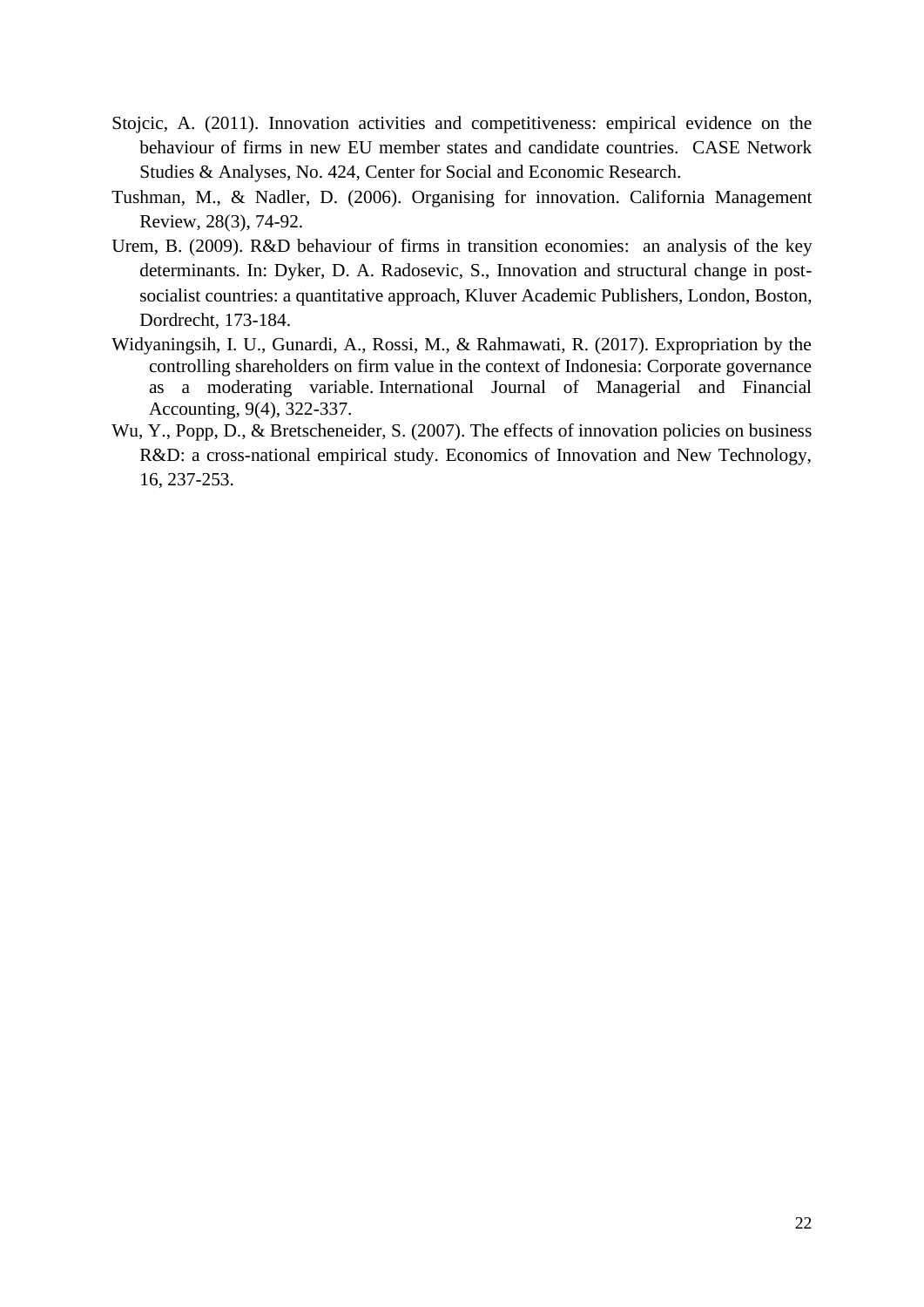Stojcic, A. (2011). Innovation activities and competitiveness: empirical evidence on the behaviour of firms in new EU member states and candidate countries. CASE Network Studies & Analyses, No. 424, Center for Social and Economic Research.

Tushman, M., & Nadler, D. (2006). Organising for innovation. California Management Review, 28(3), 74-92.

Urem, B. (2009). R&D behaviour of firms in transition economies: an analysis of the key determinants. In: Dyker, D. A. Radosevic, S., Innovation and structural change in post-socialist countries: a quantitative approach, Kluver Academic Publishers, London, Boston, Dordrecht, 173-184.

Widyaningsih, I. U., Gunardi, A., Rossi, M., & Rahmawati, R. (2017). Expropriation by the controlling shareholders on firm value in the context of Indonesia: Corporate governance as a moderating variable. International Journal of Managerial and Financial Accounting, 9(4), 322-337.

Wu, Y., Popp, D., & Bretscheneider, S. (2007). The effects of innovation policies on business R&D: a cross-national empirical study. Economics of Innovation and New Technology, 16, 237-253.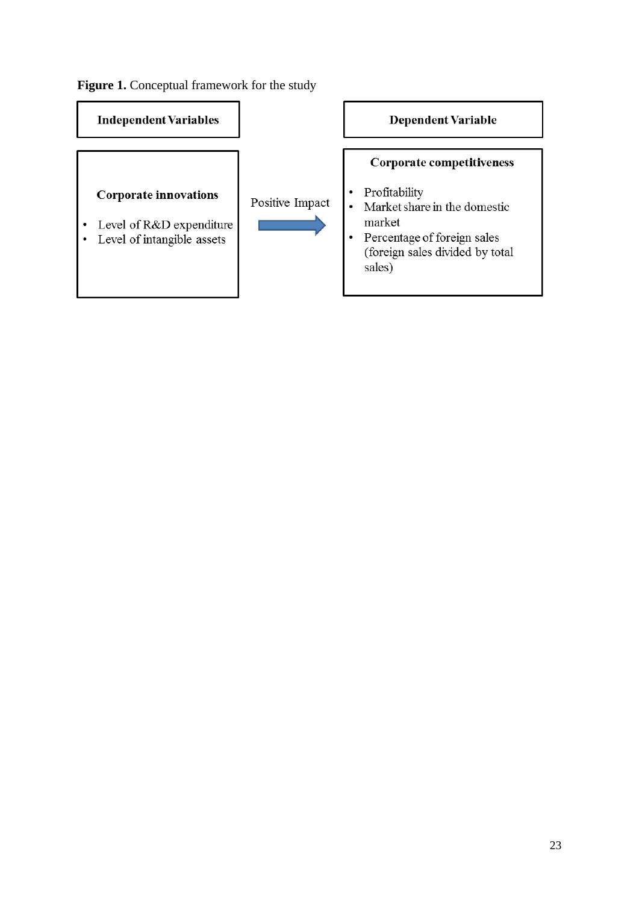**Figure 1.** Conceptual framework for the study

| Independent Variables | | Dependent Variable |
| --- | --- | --- |
| **Corporate innovations**<br>• Level of R&D expenditure<br>• Level of intangible assets | Positive Impact → | **Corporate competitiveness**<br>• Profitability<br>• Market share in the domestic market<br>• Percentage of foreign sales (foreign sales divided by total sales) |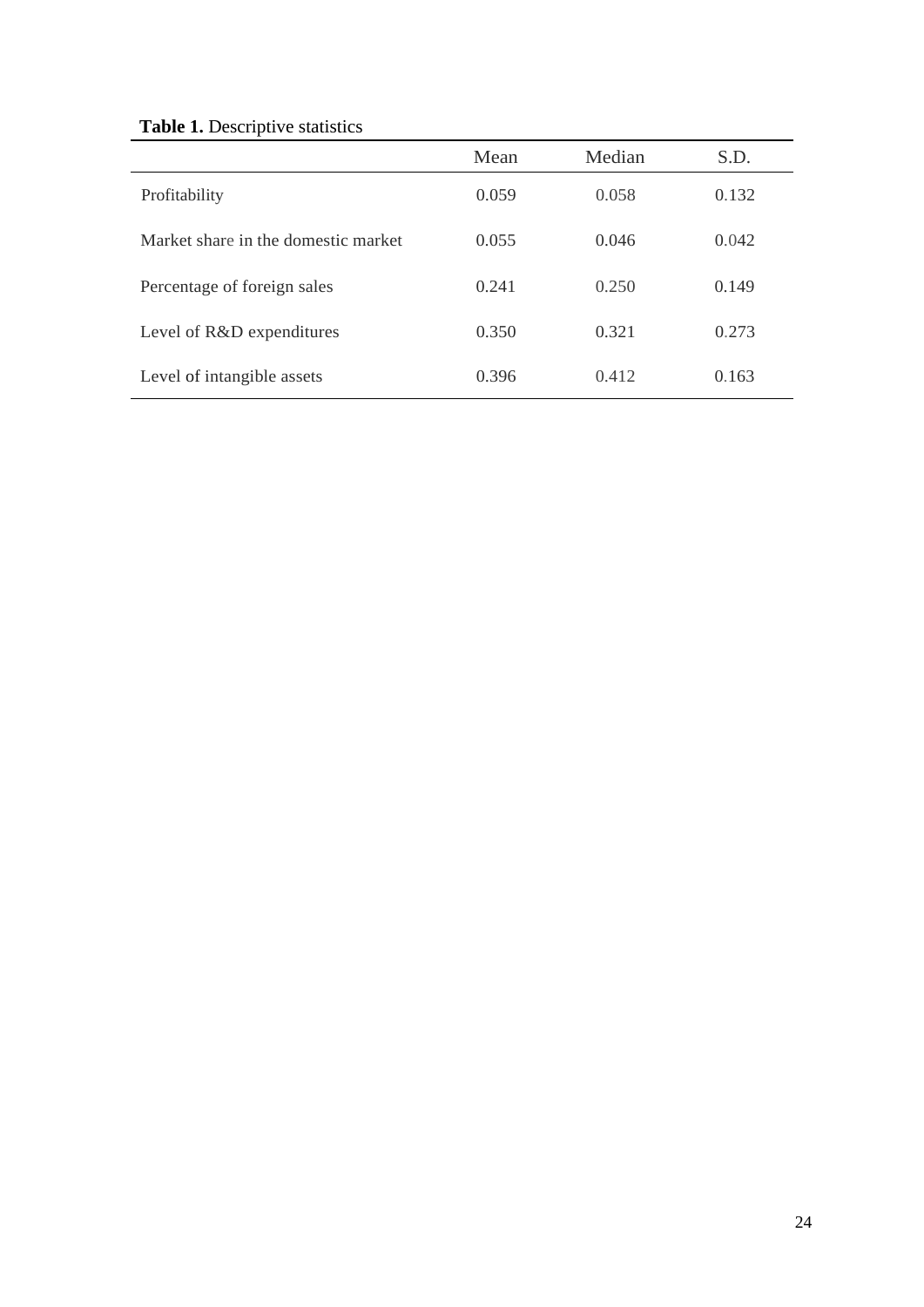**Table 1.** Descriptive statistics

| | Mean | Median | S.D. |
|---|---|---|---|
| Profitability | 0.059 | 0.058 | 0.132 |
| Market share in the domestic market | 0.055 | 0.046 | 0.042 |
| Percentage of foreign sales | 0.241 | 0.250 | 0.149 |
| Level of R&D expenditures | 0.350 | 0.321 | 0.273 |
| Level of intangible assets | 0.396 | 0.412 | 0.163 |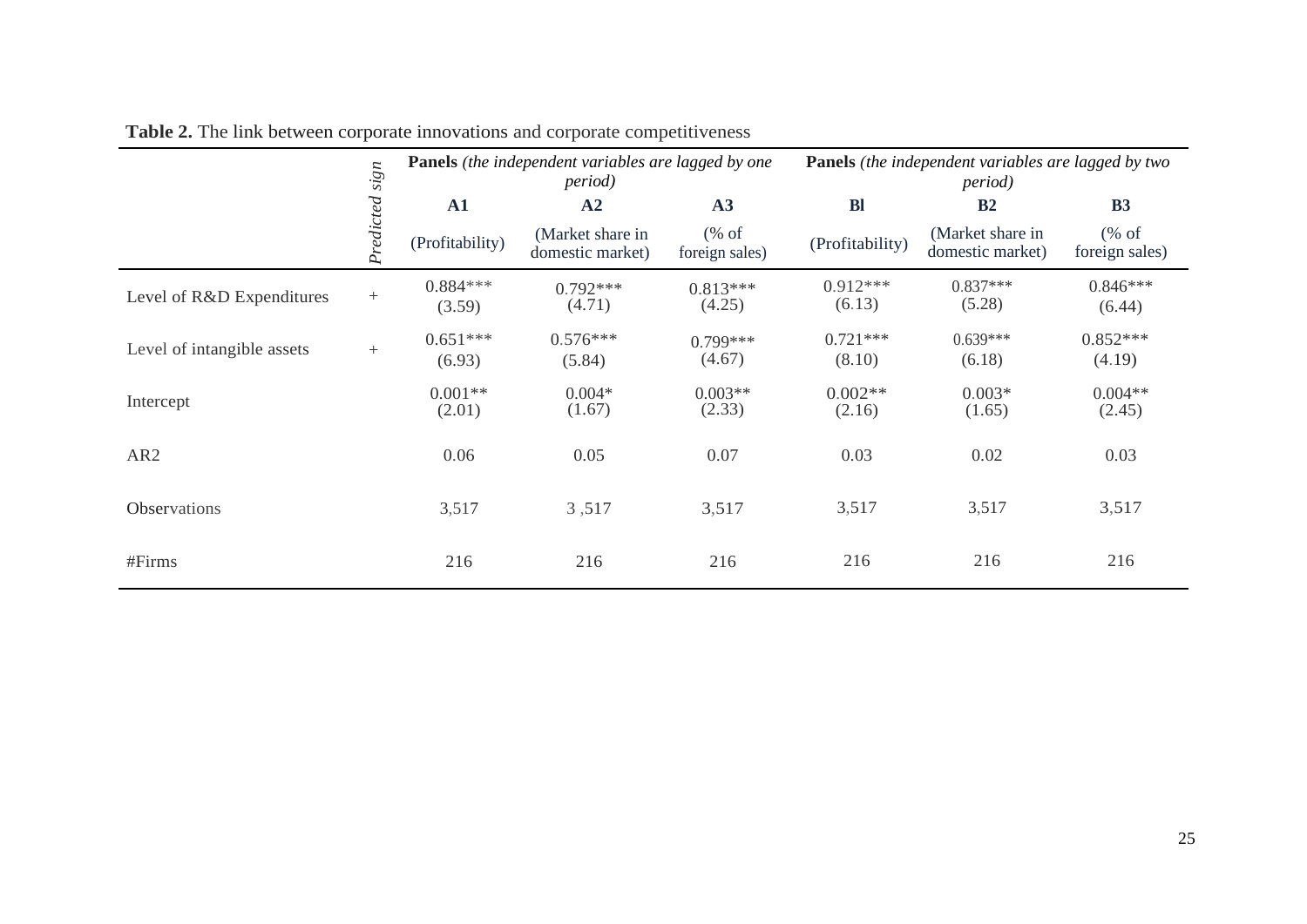**Table 2.** The link between corporate innovations and corporate competitiveness

| | *Predicted sign* | **Panels** *(the independent variables are lagged by one period)* | | | **Panels** *(the independent variables are lagged by two period)* | | |
|---|---|---|---|---|---|---|---|
| | | **A1** | **A2** | **A3** | **Bl** | **B2** | **B3** |
| | | (Profitability) | (Market share in domestic market) | (% of foreign sales) | (Profitability) | (Market share in domestic market) | (% of foreign sales) |
| Level of R&D Expenditures | + | 0.884*** (3.59) | 0.792*** (4.71) | 0.813*** (4.25) | 0.912*** (6.13) | 0.837*** (5.28) | 0.846*** (6.44) |
| Level of intangible assets | + | 0.651*** (6.93) | 0.576*** (5.84) | 0.799*** (4.67) | 0.721*** (8.10) | 0.639*** (6.18) | 0.852*** (4.19) |
| Intercept | | 0.001** (2.01) | 0.004* (1.67) | 0.003** (2.33) | 0.002** (2.16) | 0.003* (1.65) | 0.004** (2.45) |
| AR2 | | 0.06 | 0.05 | 0.07 | 0.03 | 0.02 | 0.03 |
| Observations | | 3,517 | 3 ,517 | 3,517 | 3,517 | 3,517 | 3,517 |
| #Firms | | 216 | 216 | 216 | 216 | 216 | 216 |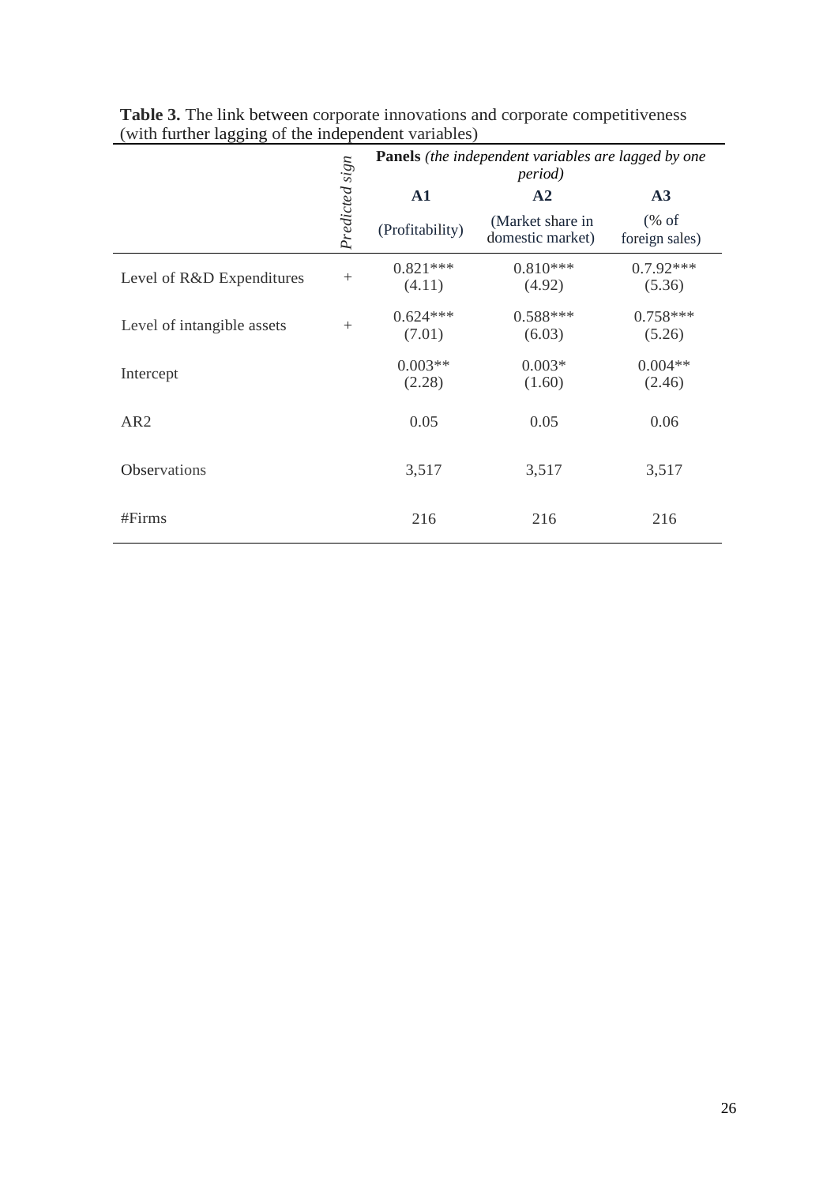**Table 3.** The link between corporate innovations and corporate competitiveness (with further lagging of the independent variables)

| | *Predicted sign* | **Panels** *(the independent variables are lagged by one period)* | | |
|---|---|---|---|---|
| | | **A1** | **A2** | **A3** |
| | | (Profitability) | (Market share in domestic market) | (% of foreign sales) |
| Level of R&D Expenditures | + | 0.821***<br>(4.11) | 0.810***<br>(4.92) | 0.7.92***<br>(5.36) |
| Level of intangible assets | + | 0.624***<br>(7.01) | 0.588***<br>(6.03) | 0.758***<br>(5.26) |
| Intercept | | 0.003**<br>(2.28) | 0.003*<br>(1.60) | 0.004**<br>(2.46) |
| AR2 | | 0.05 | 0.05 | 0.06 |
| Observations | | 3,517 | 3,517 | 3,517 |
| #Firms | | 216 | 216 | 216 |